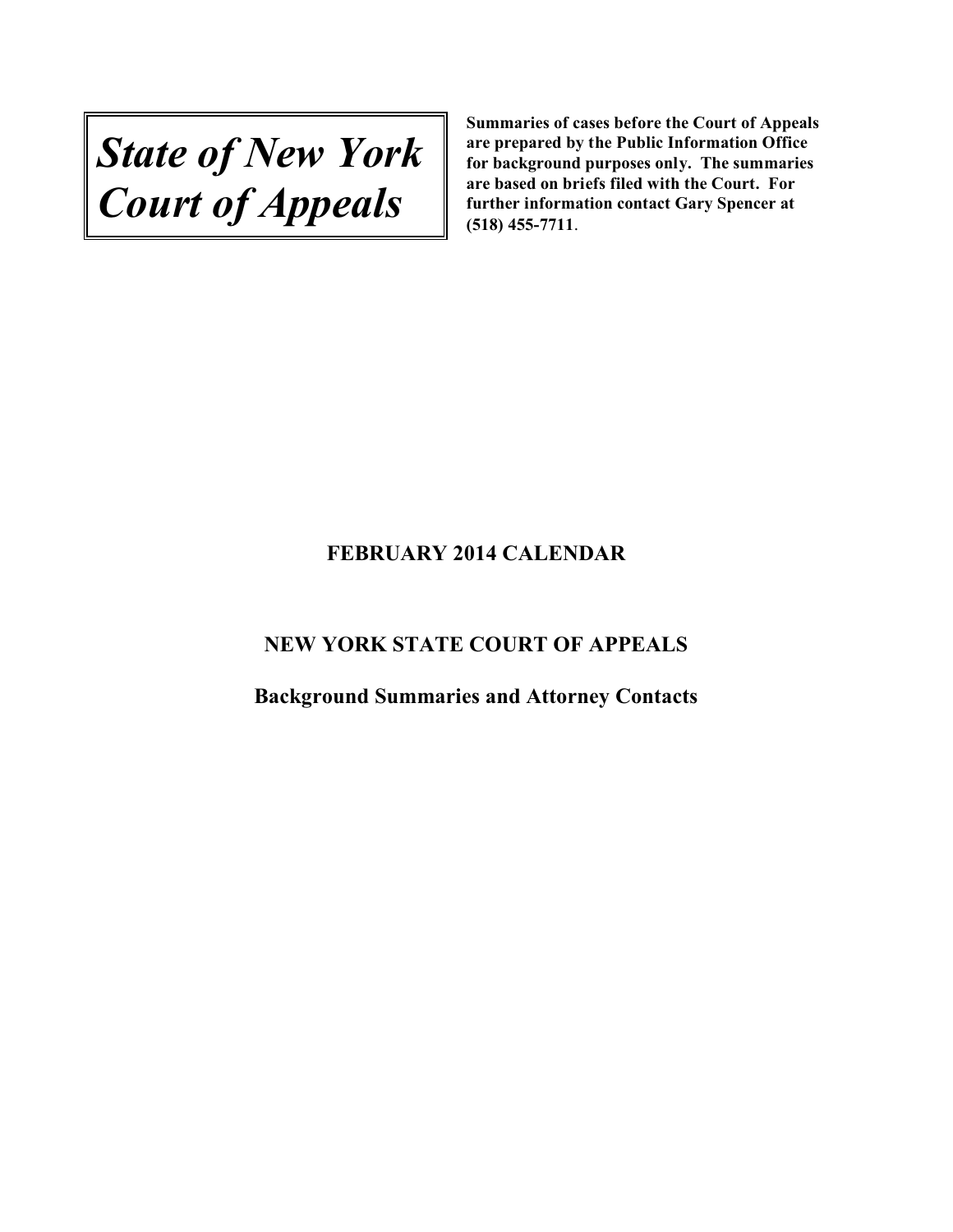# *State of New York Court of Appeals*

**Summaries of cases before the Court of Appeals are prepared by the Public Information Office for background purposes only. The summaries are based on briefs filed with the Court. For further information contact Gary Spencer at (518) 455-7711**.

## FEBRUARY 2014 CALENDAR

## NEW YORK STATE COURT OF APPEALS

### Background Summaries and Attorney Contacts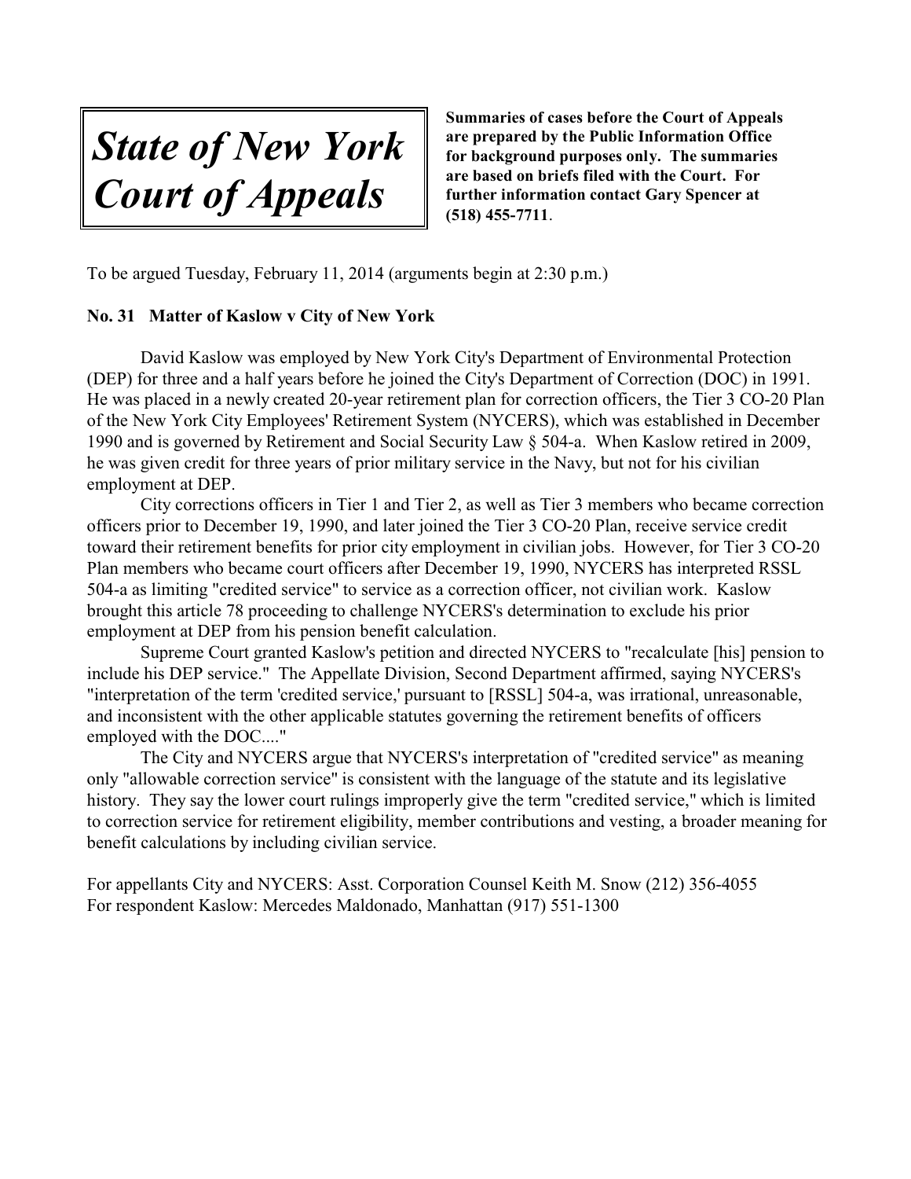# *State of New York Court of Appeals*

**Summaries of cases before the Court of Appeals are prepared by the Public Information Office for background purposes only. The summaries are based on briefs filed with the Court. For further information contact Gary Spencer at (518) 455-7711.**

To be argued Tuesday, February 11, 2014 (arguments begin at 2:30 p.m.)

**No. 31 Matter of Kaslow v City of New York**

David Kaslow was employed by New York City's Department of Environmental Protection (DEP) for three and a half years before he joined the City's Department of Correction (DOC) in 1991. He was placed in a newly created 20-year retirement plan for correction officers, the Tier 3 CO-20 Plan of the New York City Employees' Retirement System (NYCERS), which was established in December 1990 and is governed by Retirement and Social Security Law § 504-a. When Kaslow retired in 2009, he was given credit for three years of prior military service in the Navy, but not for his civilian employment at DEP.

City corrections officers in Tier 1 and Tier 2, as well as Tier 3 members who became correction officers prior to December 19, 1990, and later joined the Tier 3 CO-20 Plan, receive service credit toward their retirement benefits for prior city employment in civilian jobs. However, for Tier 3 CO-20 Plan members who became court officers after December 19, 1990, NYCERS has interpreted RSSL 504-a as limiting "credited service" to service as a correction officer, not civilian work. Kaslow brought this article 78 proceeding to challenge NYCERS's determination to exclude his prior employment at DEP from his pension benefit calculation.

Supreme Court granted Kaslow's petition and directed NYCERS to "recalculate [his] pension to include his DEP service." The Appellate Division, Second Department affirmed, saying NYCERS's "interpretation of the term 'credited service,' pursuant to [RSSL] 504-a, was irrational, unreasonable, and inconsistent with the other applicable statutes governing the retirement benefits of officers employed with the DOC...."

The City and NYCERS argue that NYCERS's interpretation of "credited service" as meaning only "allowable correction service" is consistent with the language of the statute and its legislative history. They say the lower court rulings improperly give the term "credited service," which is limited to correction service for retirement eligibility, member contributions and vesting, a broader meaning for benefit calculations by including civilian service.

For appellants City and NYCERS: Asst. Corporation Counsel Keith M. Snow (212) 356-4055
For respondent Kaslow: Mercedes Maldonado, Manhattan (917) 551-1300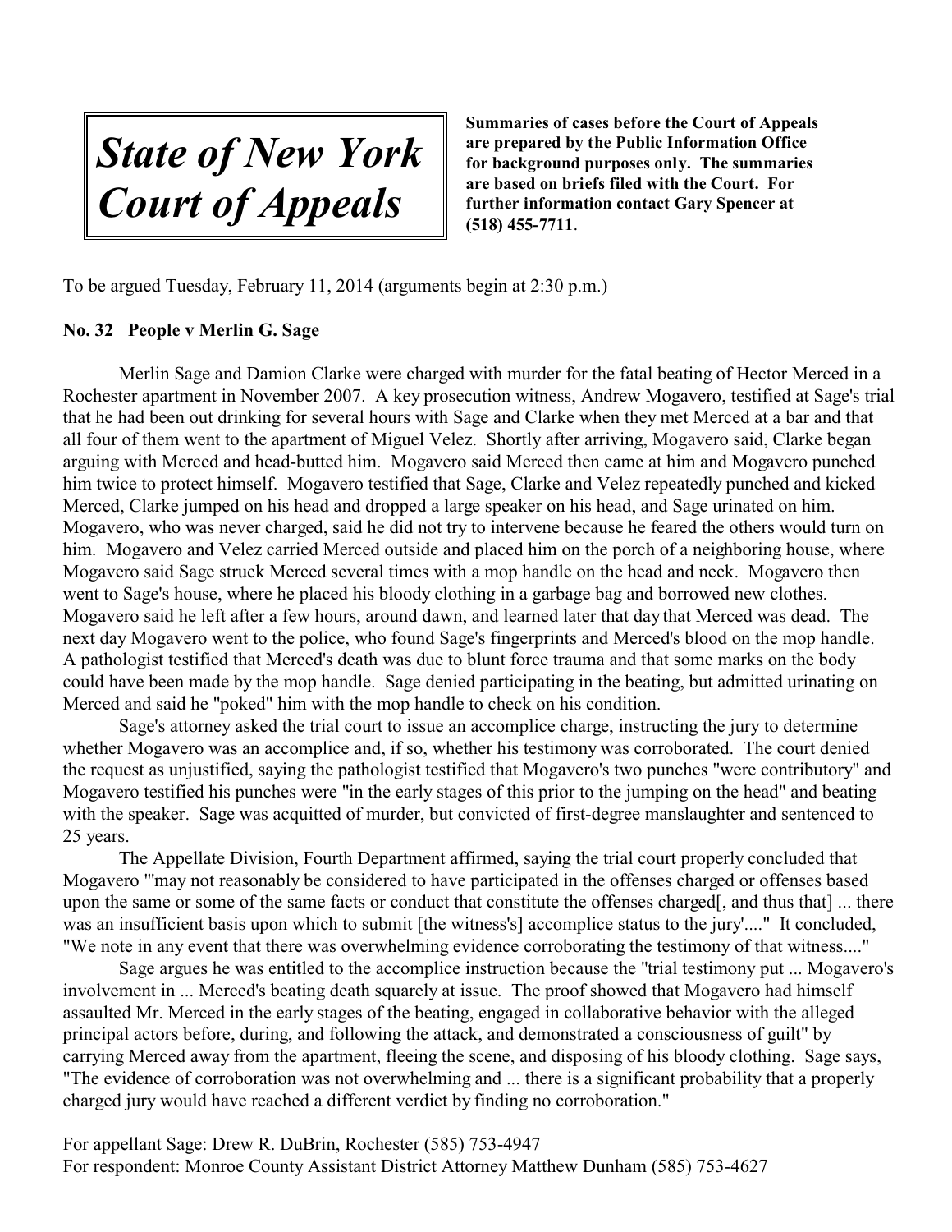# *State of New York Court of Appeals*

**Summaries of cases before the Court of Appeals are prepared by the Public Information Office for background purposes only. The summaries are based on briefs filed with the Court. For further information contact Gary Spencer at (518) 455-7711**.

To be argued Tuesday, February 11, 2014 (arguments begin at 2:30 p.m.)

**No. 32 People v Merlin G. Sage**

Merlin Sage and Damion Clarke were charged with murder for the fatal beating of Hector Merced in a Rochester apartment in November 2007. A key prosecution witness, Andrew Mogavero, testified at Sage's trial that he had been out drinking for several hours with Sage and Clarke when they met Merced at a bar and that all four of them went to the apartment of Miguel Velez. Shortly after arriving, Mogavero said, Clarke began arguing with Merced and head-butted him. Mogavero said Merced then came at him and Mogavero punched him twice to protect himself. Mogavero testified that Sage, Clarke and Velez repeatedly punched and kicked Merced, Clarke jumped on his head and dropped a large speaker on his head, and Sage urinated on him. Mogavero, who was never charged, said he did not try to intervene because he feared the others would turn on him. Mogavero and Velez carried Merced outside and placed him on the porch of a neighboring house, where Mogavero said Sage struck Merced several times with a mop handle on the head and neck. Mogavero then went to Sage's house, where he placed his bloody clothing in a garbage bag and borrowed new clothes. Mogavero said he left after a few hours, around dawn, and learned later that day that Merced was dead. The next day Mogavero went to the police, who found Sage's fingerprints and Merced's blood on the mop handle. A pathologist testified that Merced's death was due to blunt force trauma and that some marks on the body could have been made by the mop handle. Sage denied participating in the beating, but admitted urinating on Merced and said he "poked" him with the mop handle to check on his condition.

Sage's attorney asked the trial court to issue an accomplice charge, instructing the jury to determine whether Mogavero was an accomplice and, if so, whether his testimony was corroborated. The court denied the request as unjustified, saying the pathologist testified that Mogavero's two punches "were contributory" and Mogavero testified his punches were "in the early stages of this prior to the jumping on the head" and beating with the speaker. Sage was acquitted of murder, but convicted of first-degree manslaughter and sentenced to 25 years.

The Appellate Division, Fourth Department affirmed, saying the trial court properly concluded that Mogavero "'may not reasonably be considered to have participated in the offenses charged or offenses based upon the same or some of the same facts or conduct that constitute the offenses charged[, and thus that] ... there was an insufficient basis upon which to submit [the witness's] accomplice status to the jury'...." It concluded, "We note in any event that there was overwhelming evidence corroborating the testimony of that witness...."

Sage argues he was entitled to the accomplice instruction because the "trial testimony put ... Mogavero's involvement in ... Merced's beating death squarely at issue. The proof showed that Mogavero had himself assaulted Mr. Merced in the early stages of the beating, engaged in collaborative behavior with the alleged principal actors before, during, and following the attack, and demonstrated a consciousness of guilt" by carrying Merced away from the apartment, fleeing the scene, and disposing of his bloody clothing. Sage says, "The evidence of corroboration was not overwhelming and ... there is a significant probability that a properly charged jury would have reached a different verdict by finding no corroboration."

For appellant Sage: Drew R. DuBrin, Rochester (585) 753-4947
For respondent: Monroe County Assistant District Attorney Matthew Dunham (585) 753-4627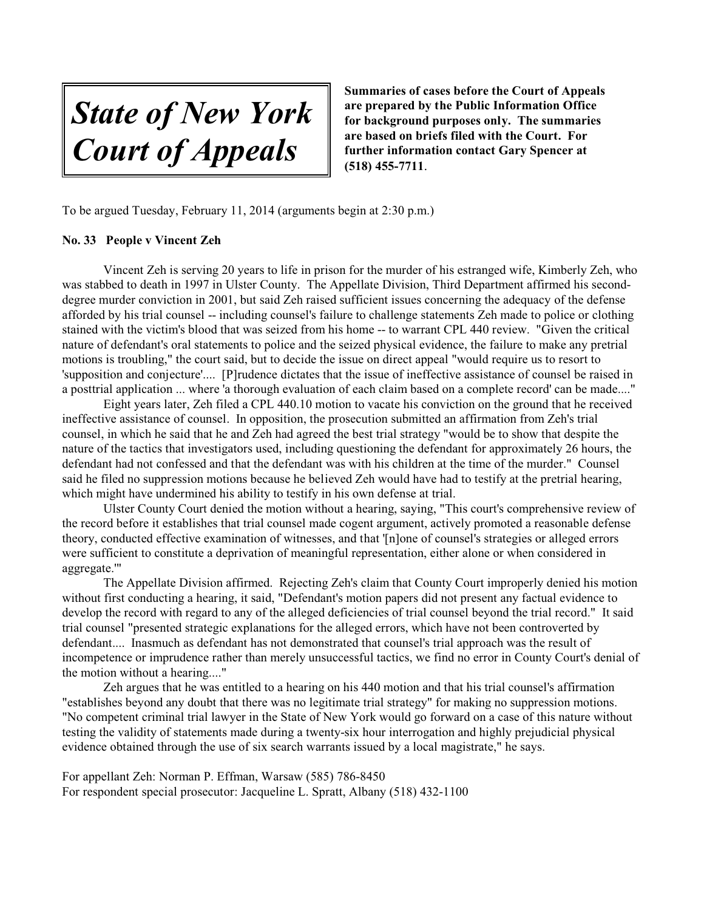# *State of New York Court of Appeals*

**Summaries of cases before the Court of Appeals are prepared by the Public Information Office for background purposes only. The summaries are based on briefs filed with the Court. For further information contact Gary Spencer at (518) 455-7711.**

To be argued Tuesday, February 11, 2014 (arguments begin at 2:30 p.m.)

**No. 33 People v Vincent Zeh**

Vincent Zeh is serving 20 years to life in prison for the murder of his estranged wife, Kimberly Zeh, who was stabbed to death in 1997 in Ulster County. The Appellate Division, Third Department affirmed his second-degree murder conviction in 2001, but said Zeh raised sufficient issues concerning the adequacy of the defense afforded by his trial counsel -- including counsel's failure to challenge statements Zeh made to police or clothing stained with the victim's blood that was seized from his home -- to warrant CPL 440 review. "Given the critical nature of defendant's oral statements to police and the seized physical evidence, the failure to make any pretrial motions is troubling," the court said, but to decide the issue on direct appeal "would require us to resort to 'supposition and conjecture'.... [P]rudence dictates that the issue of ineffective assistance of counsel be raised in a posttrial application ... where 'a thorough evaluation of each claim based on a complete record' can be made...."

Eight years later, Zeh filed a CPL 440.10 motion to vacate his conviction on the ground that he received ineffective assistance of counsel. In opposition, the prosecution submitted an affirmation from Zeh's trial counsel, in which he said that he and Zeh had agreed the best trial strategy "would be to show that despite the nature of the tactics that investigators used, including questioning the defendant for approximately 26 hours, the defendant had not confessed and that the defendant was with his children at the time of the murder." Counsel said he filed no suppression motions because he believed Zeh would have had to testify at the pretrial hearing, which might have undermined his ability to testify in his own defense at trial.

Ulster County Court denied the motion without a hearing, saying, "This court's comprehensive review of the record before it establishes that trial counsel made cogent argument, actively promoted a reasonable defense theory, conducted effective examination of witnesses, and that '[n]one of counsel's strategies or alleged errors were sufficient to constitute a deprivation of meaningful representation, either alone or when considered in aggregate.'"

The Appellate Division affirmed. Rejecting Zeh's claim that County Court improperly denied his motion without first conducting a hearing, it said, "Defendant's motion papers did not present any factual evidence to develop the record with regard to any of the alleged deficiencies of trial counsel beyond the trial record." It said trial counsel "presented strategic explanations for the alleged errors, which have not been controverted by defendant.... Inasmuch as defendant has not demonstrated that counsel's trial approach was the result of incompetence or imprudence rather than merely unsuccessful tactics, we find no error in County Court's denial of the motion without a hearing...."

Zeh argues that he was entitled to a hearing on his 440 motion and that his trial counsel's affirmation "establishes beyond any doubt that there was no legitimate trial strategy" for making no suppression motions. "No competent criminal trial lawyer in the State of New York would go forward on a case of this nature without testing the validity of statements made during a twenty-six hour interrogation and highly prejudicial physical evidence obtained through the use of six search warrants issued by a local magistrate," he says.

For appellant Zeh: Norman P. Effman, Warsaw (585) 786-8450
For respondent special prosecutor: Jacqueline L. Spratt, Albany (518) 432-1100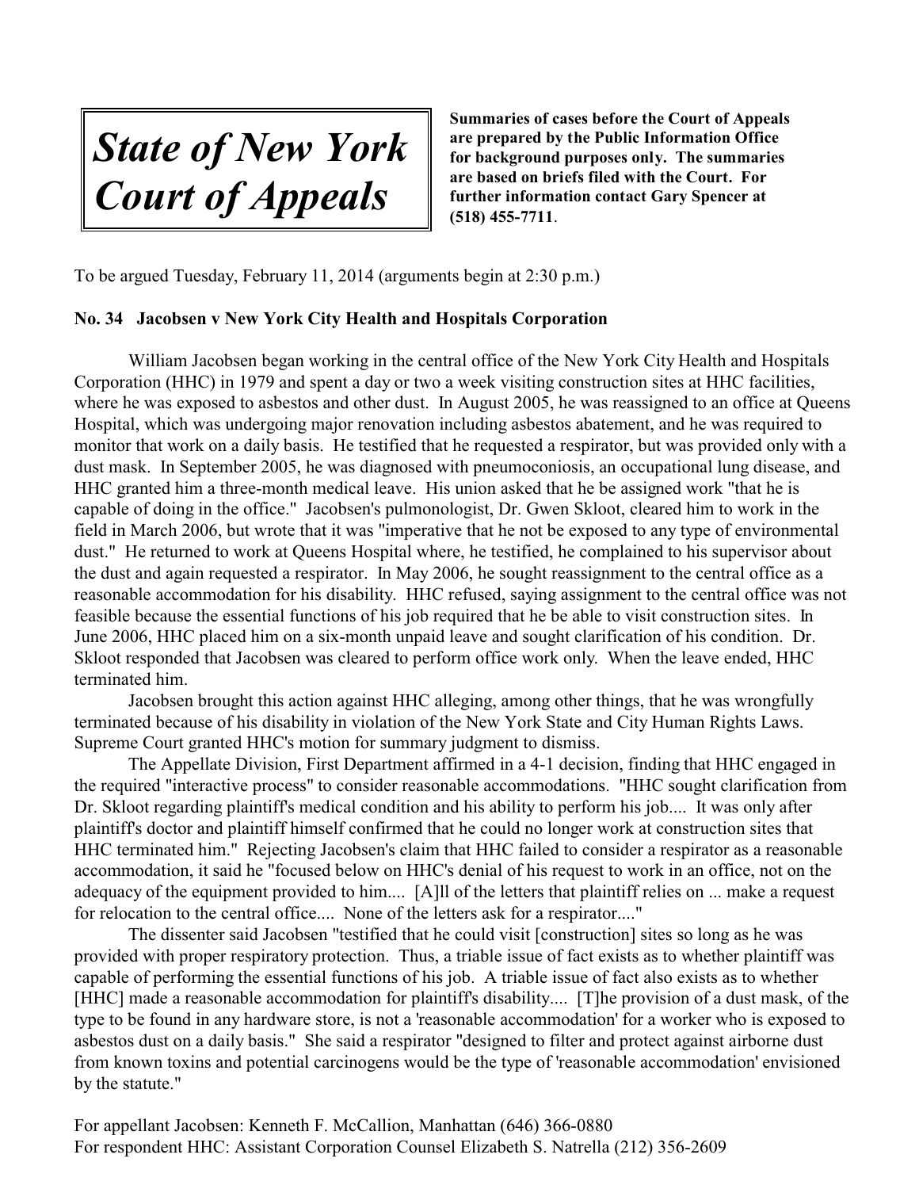# *State of New York Court of Appeals*

**Summaries of cases before the Court of Appeals are prepared by the Public Information Office for background purposes only. The summaries are based on briefs filed with the Court. For further information contact Gary Spencer at (518) 455-7711**.

To be argued Tuesday, February 11, 2014 (arguments begin at 2:30 p.m.)

**No. 34 Jacobsen v New York City Health and Hospitals Corporation**

William Jacobsen began working in the central office of the New York City Health and Hospitals Corporation (HHC) in 1979 and spent a day or two a week visiting construction sites at HHC facilities, where he was exposed to asbestos and other dust. In August 2005, he was reassigned to an office at Queens Hospital, which was undergoing major renovation including asbestos abatement, and he was required to monitor that work on a daily basis. He testified that he requested a respirator, but was provided only with a dust mask. In September 2005, he was diagnosed with pneumoconiosis, an occupational lung disease, and HHC granted him a three-month medical leave. His union asked that he be assigned work "that he is capable of doing in the office." Jacobsen's pulmonologist, Dr. Gwen Skloot, cleared him to work in the field in March 2006, but wrote that it was "imperative that he not be exposed to any type of environmental dust." He returned to work at Queens Hospital where, he testified, he complained to his supervisor about the dust and again requested a respirator. In May 2006, he sought reassignment to the central office as a reasonable accommodation for his disability. HHC refused, saying assignment to the central office was not feasible because the essential functions of his job required that he be able to visit construction sites. In June 2006, HHC placed him on a six-month unpaid leave and sought clarification of his condition. Dr. Skloot responded that Jacobsen was cleared to perform office work only. When the leave ended, HHC terminated him.

Jacobsen brought this action against HHC alleging, among other things, that he was wrongfully terminated because of his disability in violation of the New York State and City Human Rights Laws. Supreme Court granted HHC's motion for summary judgment to dismiss.

The Appellate Division, First Department affirmed in a 4-1 decision, finding that HHC engaged in the required "interactive process" to consider reasonable accommodations. "HHC sought clarification from Dr. Skloot regarding plaintiff's medical condition and his ability to perform his job.... It was only after plaintiff's doctor and plaintiff himself confirmed that he could no longer work at construction sites that HHC terminated him." Rejecting Jacobsen's claim that HHC failed to consider a respirator as a reasonable accommodation, it said he "focused below on HHC's denial of his request to work in an office, not on the adequacy of the equipment provided to him.... [A]ll of the letters that plaintiff relies on ... make a request for relocation to the central office.... None of the letters ask for a respirator...."

The dissenter said Jacobsen "testified that he could visit [construction] sites so long as he was provided with proper respiratory protection. Thus, a triable issue of fact exists as to whether plaintiff was capable of performing the essential functions of his job. A triable issue of fact also exists as to whether [HHC] made a reasonable accommodation for plaintiff's disability.... [T]he provision of a dust mask, of the type to be found in any hardware store, is not a 'reasonable accommodation' for a worker who is exposed to asbestos dust on a daily basis." She said a respirator "designed to filter and protect against airborne dust from known toxins and potential carcinogens would be the type of 'reasonable accommodation' envisioned by the statute."

For appellant Jacobsen: Kenneth F. McCallion, Manhattan (646) 366-0880
For respondent HHC: Assistant Corporation Counsel Elizabeth S. Natrella (212) 356-2609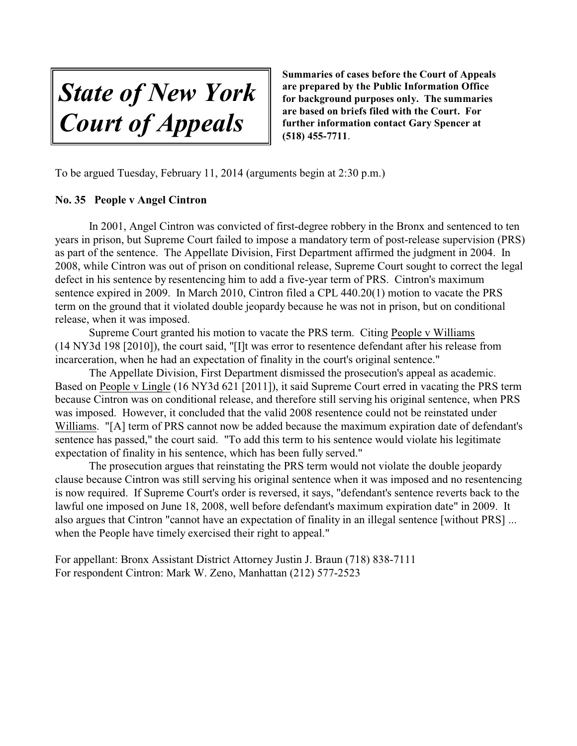# *State of New York Court of Appeals*

**Summaries of cases before the Court of Appeals are prepared by the Public Information Office for background purposes only. The summaries are based on briefs filed with the Court. For further information contact Gary Spencer at (518) 455-7711.**

To be argued Tuesday, February 11, 2014 (arguments begin at 2:30 p.m.)

**No. 35 People v Angel Cintron**

In 2001, Angel Cintron was convicted of first-degree robbery in the Bronx and sentenced to ten years in prison, but Supreme Court failed to impose a mandatory term of post-release supervision (PRS) as part of the sentence. The Appellate Division, First Department affirmed the judgment in 2004. In 2008, while Cintron was out of prison on conditional release, Supreme Court sought to correct the legal defect in his sentence by resentencing him to add a five-year term of PRS. Cintron's maximum sentence expired in 2009. In March 2010, Cintron filed a CPL 440.20(1) motion to vacate the PRS term on the ground that it violated double jeopardy because he was not in prison, but on conditional release, when it was imposed.

Supreme Court granted his motion to vacate the PRS term. Citing People v Williams (14 NY3d 198 [2010]), the court said, "[I]t was error to resentence defendant after his release from incarceration, when he had an expectation of finality in the court's original sentence."

The Appellate Division, First Department dismissed the prosecution's appeal as academic. Based on People v Lingle (16 NY3d 621 [2011]), it said Supreme Court erred in vacating the PRS term because Cintron was on conditional release, and therefore still serving his original sentence, when PRS was imposed. However, it concluded that the valid 2008 resentence could not be reinstated under Williams. "[A] term of PRS cannot now be added because the maximum expiration date of defendant's sentence has passed," the court said. "To add this term to his sentence would violate his legitimate expectation of finality in his sentence, which has been fully served."

The prosecution argues that reinstating the PRS term would not violate the double jeopardy clause because Cintron was still serving his original sentence when it was imposed and no resentencing is now required. If Supreme Court's order is reversed, it says, "defendant's sentence reverts back to the lawful one imposed on June 18, 2008, well before defendant's maximum expiration date" in 2009. It also argues that Cintron "cannot have an expectation of finality in an illegal sentence [without PRS] ... when the People have timely exercised their right to appeal."

For appellant: Bronx Assistant District Attorney Justin J. Braun (718) 838-7111
For respondent Cintron: Mark W. Zeno, Manhattan (212) 577-2523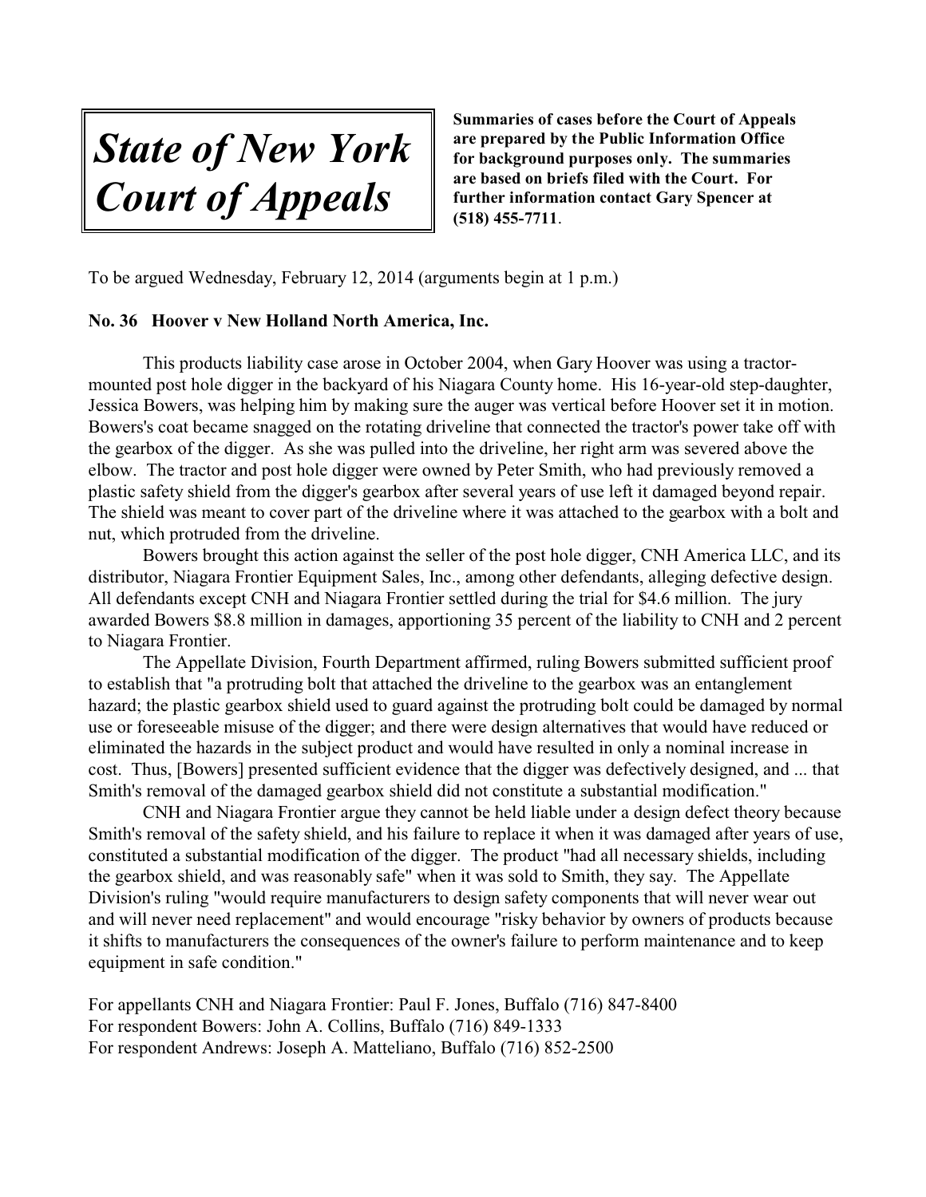# *State of New York Court of Appeals*

**Summaries of cases before the Court of Appeals are prepared by the Public Information Office for background purposes only. The summaries are based on briefs filed with the Court. For further information contact Gary Spencer at (518) 455-7711**.

To be argued Wednesday, February 12, 2014 (arguments begin at 1 p.m.)

**No. 36 Hoover v New Holland North America, Inc.**

This products liability case arose in October 2004, when Gary Hoover was using a tractor-mounted post hole digger in the backyard of his Niagara County home. His 16-year-old step-daughter, Jessica Bowers, was helping him by making sure the auger was vertical before Hoover set it in motion. Bowers's coat became snagged on the rotating driveline that connected the tractor's power take off with the gearbox of the digger. As she was pulled into the driveline, her right arm was severed above the elbow. The tractor and post hole digger were owned by Peter Smith, who had previously removed a plastic safety shield from the digger's gearbox after several years of use left it damaged beyond repair. The shield was meant to cover part of the driveline where it was attached to the gearbox with a bolt and nut, which protruded from the driveline.

Bowers brought this action against the seller of the post hole digger, CNH America LLC, and its distributor, Niagara Frontier Equipment Sales, Inc., among other defendants, alleging defective design. All defendants except CNH and Niagara Frontier settled during the trial for $4.6 million. The jury awarded Bowers $8.8 million in damages, apportioning 35 percent of the liability to CNH and 2 percent to Niagara Frontier.

The Appellate Division, Fourth Department affirmed, ruling Bowers submitted sufficient proof to establish that "a protruding bolt that attached the driveline to the gearbox was an entanglement hazard; the plastic gearbox shield used to guard against the protruding bolt could be damaged by normal use or foreseeable misuse of the digger; and there were design alternatives that would have reduced or eliminated the hazards in the subject product and would have resulted in only a nominal increase in cost. Thus, [Bowers] presented sufficient evidence that the digger was defectively designed, and ... that Smith's removal of the damaged gearbox shield did not constitute a substantial modification."

CNH and Niagara Frontier argue they cannot be held liable under a design defect theory because Smith's removal of the safety shield, and his failure to replace it when it was damaged after years of use, constituted a substantial modification of the digger. The product "had all necessary shields, including the gearbox shield, and was reasonably safe" when it was sold to Smith, they say. The Appellate Division's ruling "would require manufacturers to design safety components that will never wear out and will never need replacement" and would encourage "risky behavior by owners of products because it shifts to manufacturers the consequences of the owner's failure to perform maintenance and to keep equipment in safe condition."

For appellants CNH and Niagara Frontier: Paul F. Jones, Buffalo (716) 847-8400
For respondent Bowers: John A. Collins, Buffalo (716) 849-1333
For respondent Andrews: Joseph A. Matteliano, Buffalo (716) 852-2500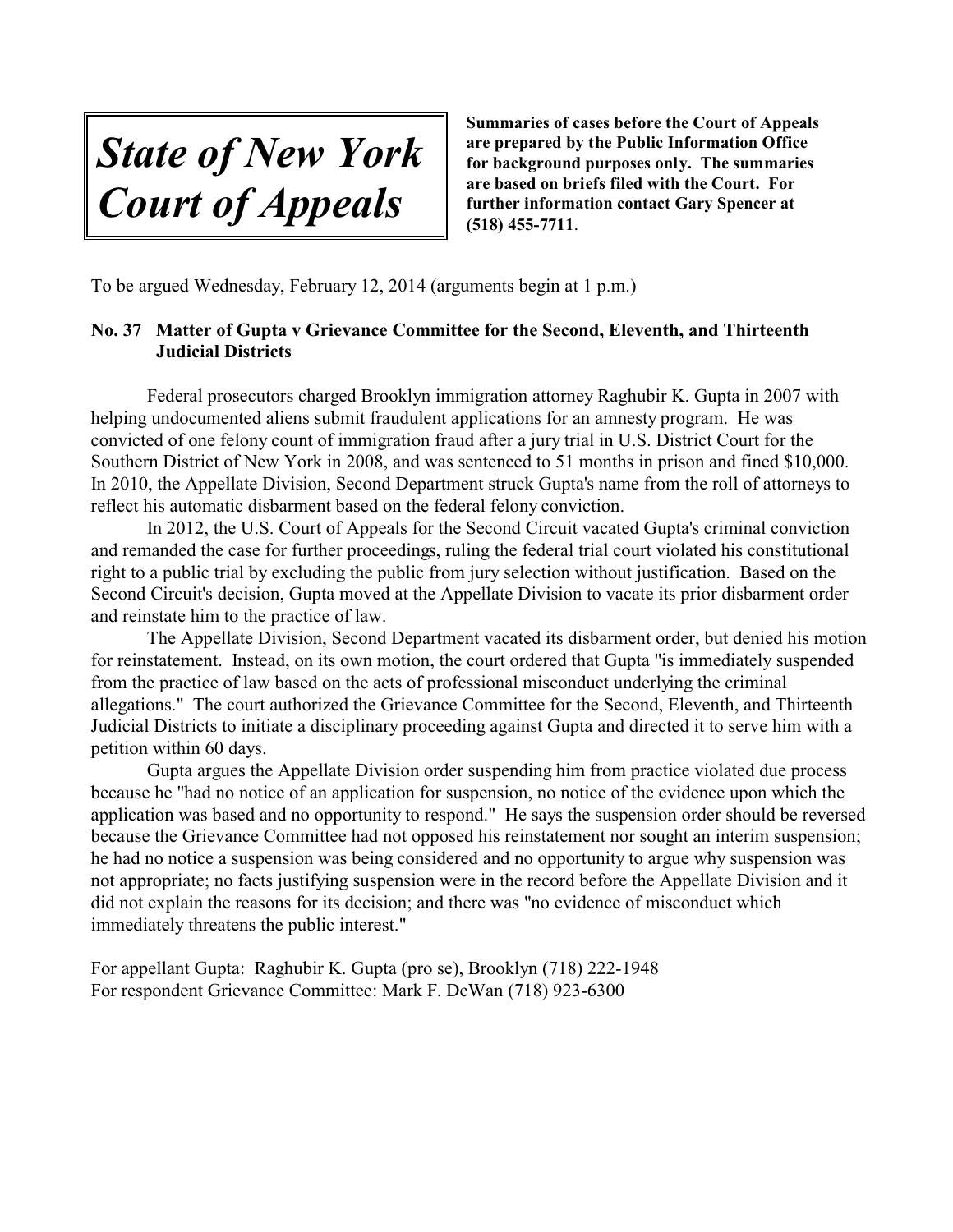# *State of New York Court of Appeals*

**Summaries of cases before the Court of Appeals are prepared by the Public Information Office for background purposes only. The summaries are based on briefs filed with the Court. For further information contact Gary Spencer at (518) 455-7711.**

To be argued Wednesday, February 12, 2014 (arguments begin at 1 p.m.)

**No. 37 Matter of Gupta v Grievance Committee for the Second, Eleventh, and Thirteenth Judicial Districts**

Federal prosecutors charged Brooklyn immigration attorney Raghubir K. Gupta in 2007 with helping undocumented aliens submit fraudulent applications for an amnesty program. He was convicted of one felony count of immigration fraud after a jury trial in U.S. District Court for the Southern District of New York in 2008, and was sentenced to 51 months in prison and fined $10,000. In 2010, the Appellate Division, Second Department struck Gupta's name from the roll of attorneys to reflect his automatic disbarment based on the federal felony conviction.

In 2012, the U.S. Court of Appeals for the Second Circuit vacated Gupta's criminal conviction and remanded the case for further proceedings, ruling the federal trial court violated his constitutional right to a public trial by excluding the public from jury selection without justification. Based on the Second Circuit's decision, Gupta moved at the Appellate Division to vacate its prior disbarment order and reinstate him to the practice of law.

The Appellate Division, Second Department vacated its disbarment order, but denied his motion for reinstatement. Instead, on its own motion, the court ordered that Gupta "is immediately suspended from the practice of law based on the acts of professional misconduct underlying the criminal allegations." The court authorized the Grievance Committee for the Second, Eleventh, and Thirteenth Judicial Districts to initiate a disciplinary proceeding against Gupta and directed it to serve him with a petition within 60 days.

Gupta argues the Appellate Division order suspending him from practice violated due process because he "had no notice of an application for suspension, no notice of the evidence upon which the application was based and no opportunity to respond." He says the suspension order should be reversed because the Grievance Committee had not opposed his reinstatement nor sought an interim suspension; he had no notice a suspension was being considered and no opportunity to argue why suspension was not appropriate; no facts justifying suspension were in the record before the Appellate Division and it did not explain the reasons for its decision; and there was "no evidence of misconduct which immediately threatens the public interest."

For appellant Gupta: Raghubir K. Gupta (pro se), Brooklyn (718) 222-1948
For respondent Grievance Committee: Mark F. DeWan (718) 923-6300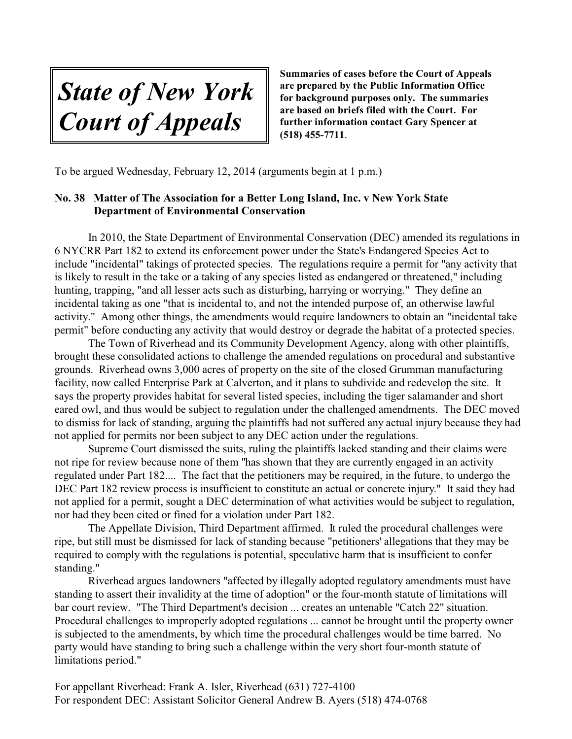# *State of New York Court of Appeals*

**Summaries of cases before the Court of Appeals are prepared by the Public Information Office for background purposes only. The summaries are based on briefs filed with the Court. For further information contact Gary Spencer at (518) 455-7711.**

To be argued Wednesday, February 12, 2014 (arguments begin at 1 p.m.)

**No. 38 Matter of The Association for a Better Long Island, Inc. v New York State Department of Environmental Conservation**

In 2010, the State Department of Environmental Conservation (DEC) amended its regulations in 6 NYCRR Part 182 to extend its enforcement power under the State's Endangered Species Act to include "incidental" takings of protected species. The regulations require a permit for "any activity that is likely to result in the take or a taking of any species listed as endangered or threatened," including hunting, trapping, "and all lesser acts such as disturbing, harrying or worrying." They define an incidental taking as one "that is incidental to, and not the intended purpose of, an otherwise lawful activity." Among other things, the amendments would require landowners to obtain an "incidental take permit" before conducting any activity that would destroy or degrade the habitat of a protected species.

The Town of Riverhead and its Community Development Agency, along with other plaintiffs, brought these consolidated actions to challenge the amended regulations on procedural and substantive grounds. Riverhead owns 3,000 acres of property on the site of the closed Grumman manufacturing facility, now called Enterprise Park at Calverton, and it plans to subdivide and redevelop the site. It says the property provides habitat for several listed species, including the tiger salamander and short eared owl, and thus would be subject to regulation under the challenged amendments. The DEC moved to dismiss for lack of standing, arguing the plaintiffs had not suffered any actual injury because they had not applied for permits nor been subject to any DEC action under the regulations.

Supreme Court dismissed the suits, ruling the plaintiffs lacked standing and their claims were not ripe for review because none of them "has shown that they are currently engaged in an activity regulated under Part 182.... The fact that the petitioners may be required, in the future, to undergo the DEC Part 182 review process is insufficient to constitute an actual or concrete injury." It said they had not applied for a permit, sought a DEC determination of what activities would be subject to regulation, nor had they been cited or fined for a violation under Part 182.

The Appellate Division, Third Department affirmed. It ruled the procedural challenges were ripe, but still must be dismissed for lack of standing because "petitioners' allegations that they may be required to comply with the regulations is potential, speculative harm that is insufficient to confer standing."

Riverhead argues landowners "affected by illegally adopted regulatory amendments must have standing to assert their invalidity at the time of adoption" or the four-month statute of limitations will bar court review. "The Third Department's decision ... creates an untenable "Catch 22" situation. Procedural challenges to improperly adopted regulations ... cannot be brought until the property owner is subjected to the amendments, by which time the procedural challenges would be time barred. No party would have standing to bring such a challenge within the very short four-month statute of limitations period."

For appellant Riverhead: Frank A. Isler, Riverhead (631) 727-4100
For respondent DEC: Assistant Solicitor General Andrew B. Ayers (518) 474-0768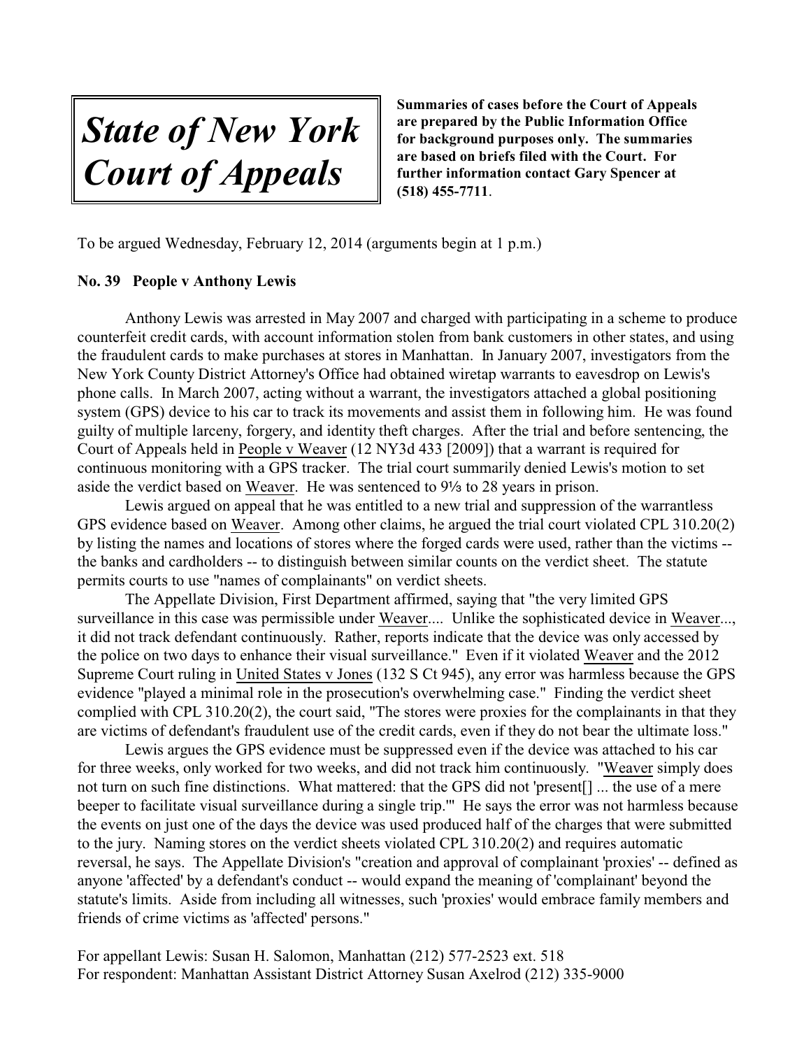# *State of New York Court of Appeals*

**Summaries of cases before the Court of Appeals are prepared by the Public Information Office for background purposes only. The summaries are based on briefs filed with the Court. For further information contact Gary Spencer at (518) 455-7711.**

To be argued Wednesday, February 12, 2014 (arguments begin at 1 p.m.)

**No. 39 People v Anthony Lewis**

Anthony Lewis was arrested in May 2007 and charged with participating in a scheme to produce counterfeit credit cards, with account information stolen from bank customers in other states, and using the fraudulent cards to make purchases at stores in Manhattan. In January 2007, investigators from the New York County District Attorney's Office had obtained wiretap warrants to eavesdrop on Lewis's phone calls. In March 2007, acting without a warrant, the investigators attached a global positioning system (GPS) device to his car to track its movements and assist them in following him. He was found guilty of multiple larceny, forgery, and identity theft charges. After the trial and before sentencing, the Court of Appeals held in People v Weaver (12 NY3d 433 [2009]) that a warrant is required for continuous monitoring with a GPS tracker. The trial court summarily denied Lewis's motion to set aside the verdict based on Weaver. He was sentenced to 9⅓ to 28 years in prison.

Lewis argued on appeal that he was entitled to a new trial and suppression of the warrantless GPS evidence based on Weaver. Among other claims, he argued the trial court violated CPL 310.20(2) by listing the names and locations of stores where the forged cards were used, rather than the victims -- the banks and cardholders -- to distinguish between similar counts on the verdict sheet. The statute permits courts to use "names of complainants" on verdict sheets.

The Appellate Division, First Department affirmed, saying that "the very limited GPS surveillance in this case was permissible under Weaver.... Unlike the sophisticated device in Weaver..., it did not track defendant continuously. Rather, reports indicate that the device was only accessed by the police on two days to enhance their visual surveillance." Even if it violated Weaver and the 2012 Supreme Court ruling in United States v Jones (132 S Ct 945), any error was harmless because the GPS evidence "played a minimal role in the prosecution's overwhelming case." Finding the verdict sheet complied with CPL 310.20(2), the court said, "The stores were proxies for the complainants in that they are victims of defendant's fraudulent use of the credit cards, even if they do not bear the ultimate loss."

Lewis argues the GPS evidence must be suppressed even if the device was attached to his car for three weeks, only worked for two weeks, and did not track him continuously. "Weaver simply does not turn on such fine distinctions. What mattered: that the GPS did not 'present[] ... the use of a mere beeper to facilitate visual surveillance during a single trip.'" He says the error was not harmless because the events on just one of the days the device was used produced half of the charges that were submitted to the jury. Naming stores on the verdict sheets violated CPL 310.20(2) and requires automatic reversal, he says. The Appellate Division's "creation and approval of complainant 'proxies' -- defined as anyone 'affected' by a defendant's conduct -- would expand the meaning of 'complainant' beyond the statute's limits. Aside from including all witnesses, such 'proxies' would embrace family members and friends of crime victims as 'affected' persons."

For appellant Lewis: Susan H. Salomon, Manhattan (212) 577-2523 ext. 518
For respondent: Manhattan Assistant District Attorney Susan Axelrod (212) 335-9000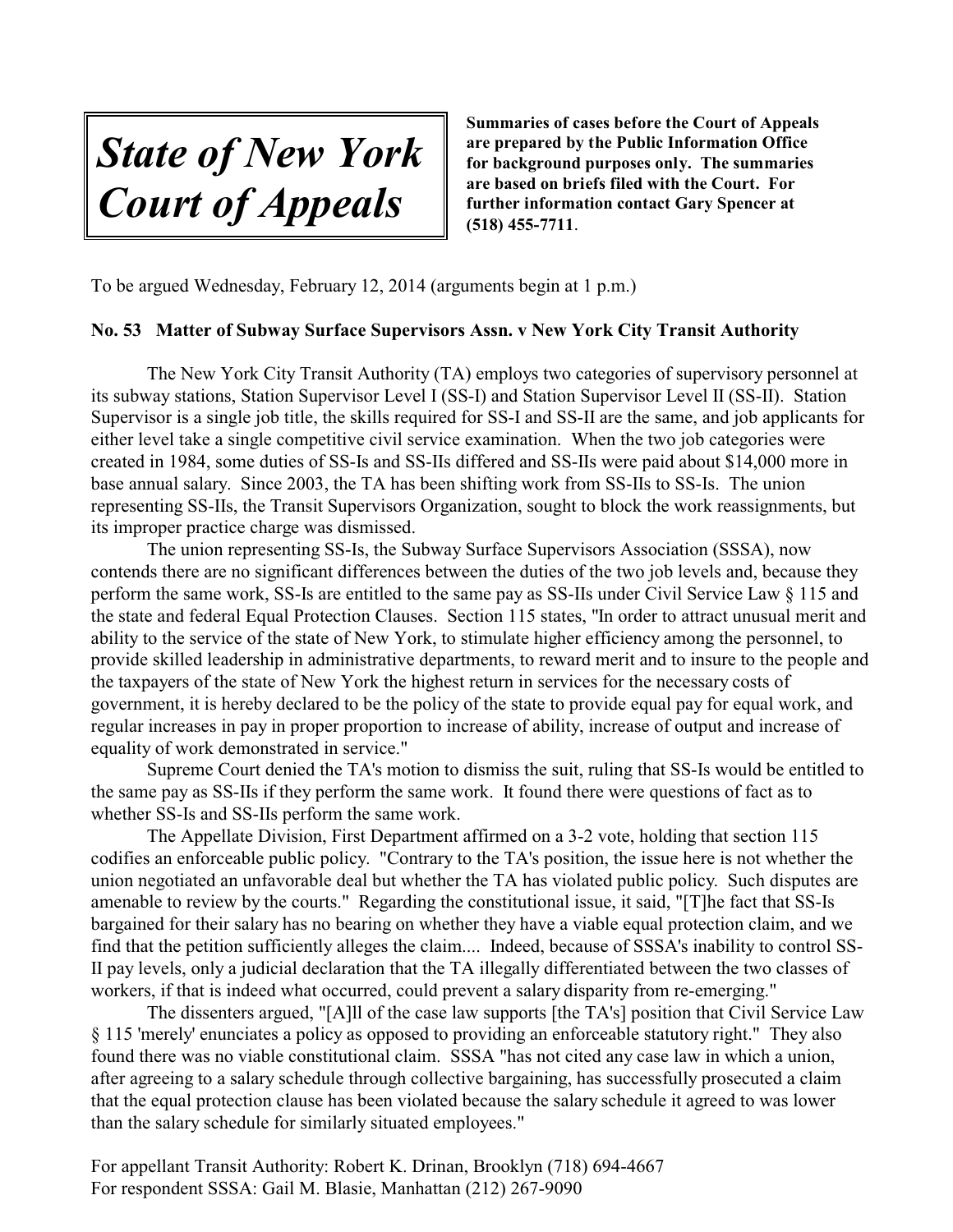# *State of New York Court of Appeals*

**Summaries of cases before the Court of Appeals are prepared by the Public Information Office for background purposes only. The summaries are based on briefs filed with the Court. For further information contact Gary Spencer at (518) 455-7711.**

To be argued Wednesday, February 12, 2014 (arguments begin at 1 p.m.)

**No. 53 Matter of Subway Surface Supervisors Assn. v New York City Transit Authority**

The New York City Transit Authority (TA) employs two categories of supervisory personnel at its subway stations, Station Supervisor Level I (SS-I) and Station Supervisor Level II (SS-II). Station Supervisor is a single job title, the skills required for SS-I and SS-II are the same, and job applicants for either level take a single competitive civil service examination. When the two job categories were created in 1984, some duties of SS-Is and SS-IIs differed and SS-IIs were paid about $14,000 more in base annual salary. Since 2003, the TA has been shifting work from SS-IIs to SS-Is. The union representing SS-IIs, the Transit Supervisors Organization, sought to block the work reassignments, but its improper practice charge was dismissed.

The union representing SS-Is, the Subway Surface Supervisors Association (SSSA), now contends there are no significant differences between the duties of the two job levels and, because they perform the same work, SS-Is are entitled to the same pay as SS-IIs under Civil Service Law § 115 and the state and federal Equal Protection Clauses. Section 115 states, "In order to attract unusual merit and ability to the service of the state of New York, to stimulate higher efficiency among the personnel, to provide skilled leadership in administrative departments, to reward merit and to insure to the people and the taxpayers of the state of New York the highest return in services for the necessary costs of government, it is hereby declared to be the policy of the state to provide equal pay for equal work, and regular increases in pay in proper proportion to increase of ability, increase of output and increase of equality of work demonstrated in service."

Supreme Court denied the TA's motion to dismiss the suit, ruling that SS-Is would be entitled to the same pay as SS-IIs if they perform the same work. It found there were questions of fact as to whether SS-Is and SS-IIs perform the same work.

The Appellate Division, First Department affirmed on a 3-2 vote, holding that section 115 codifies an enforceable public policy. "Contrary to the TA's position, the issue here is not whether the union negotiated an unfavorable deal but whether the TA has violated public policy. Such disputes are amenable to review by the courts." Regarding the constitutional issue, it said, "[T]he fact that SS-Is bargained for their salary has no bearing on whether they have a viable equal protection claim, and we find that the petition sufficiently alleges the claim.... Indeed, because of SSSA's inability to control SS-II pay levels, only a judicial declaration that the TA illegally differentiated between the two classes of workers, if that is indeed what occurred, could prevent a salary disparity from re-emerging."

The dissenters argued, "[A]ll of the case law supports [the TA's] position that Civil Service Law § 115 'merely' enunciates a policy as opposed to providing an enforceable statutory right." They also found there was no viable constitutional claim. SSSA "has not cited any case law in which a union, after agreeing to a salary schedule through collective bargaining, has successfully prosecuted a claim that the equal protection clause has been violated because the salary schedule it agreed to was lower than the salary schedule for similarly situated employees."

For appellant Transit Authority: Robert K. Drinan, Brooklyn (718) 694-4667
For respondent SSSA: Gail M. Blasie, Manhattan (212) 267-9090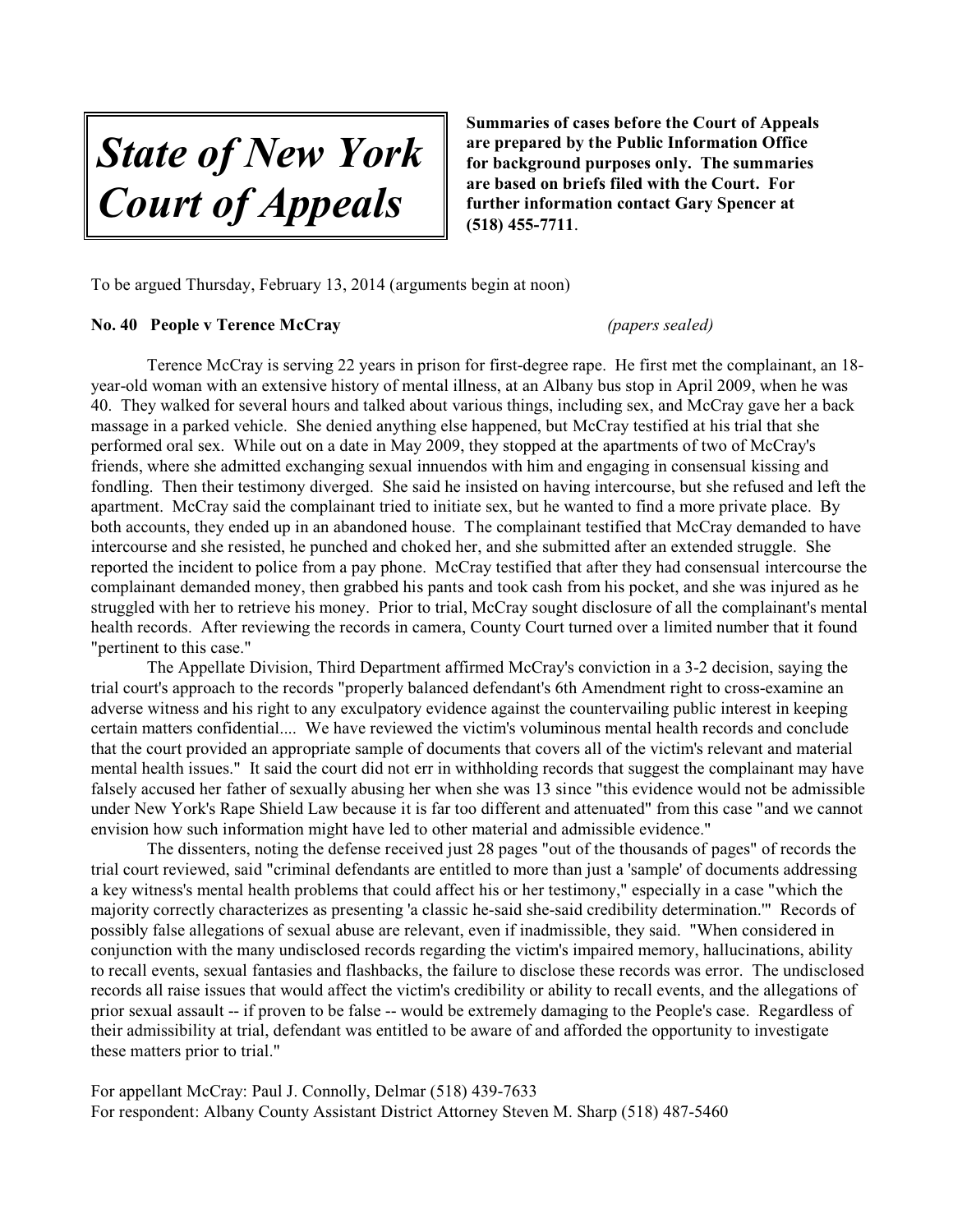# *State of New York Court of Appeals*

**Summaries of cases before the Court of Appeals are prepared by the Public Information Office for background purposes only. The summaries are based on briefs filed with the Court. For further information contact Gary Spencer at (518) 455-7711**.

To be argued Thursday, February 13, 2014 (arguments begin at noon)

**No. 40 People v Terence McCray** *(papers sealed)*

Terence McCray is serving 22 years in prison for first-degree rape. He first met the complainant, an 18-year-old woman with an extensive history of mental illness, at an Albany bus stop in April 2009, when he was 40. They walked for several hours and talked about various things, including sex, and McCray gave her a back massage in a parked vehicle. She denied anything else happened, but McCray testified at his trial that she performed oral sex. While out on a date in May 2009, they stopped at the apartments of two of McCray's friends, where she admitted exchanging sexual innuendos with him and engaging in consensual kissing and fondling. Then their testimony diverged. She said he insisted on having intercourse, but she refused and left the apartment. McCray said the complainant tried to initiate sex, but he wanted to find a more private place. By both accounts, they ended up in an abandoned house. The complainant testified that McCray demanded to have intercourse and she resisted, he punched and choked her, and she submitted after an extended struggle. She reported the incident to police from a pay phone. McCray testified that after they had consensual intercourse the complainant demanded money, then grabbed his pants and took cash from his pocket, and she was injured as he struggled with her to retrieve his money. Prior to trial, McCray sought disclosure of all the complainant's mental health records. After reviewing the records in camera, County Court turned over a limited number that it found "pertinent to this case."

The Appellate Division, Third Department affirmed McCray's conviction in a 3-2 decision, saying the trial court's approach to the records "properly balanced defendant's 6th Amendment right to cross-examine an adverse witness and his right to any exculpatory evidence against the countervailing public interest in keeping certain matters confidential.... We have reviewed the victim's voluminous mental health records and conclude that the court provided an appropriate sample of documents that covers all of the victim's relevant and material mental health issues." It said the court did not err in withholding records that suggest the complainant may have falsely accused her father of sexually abusing her when she was 13 since "this evidence would not be admissible under New York's Rape Shield Law because it is far too different and attenuated" from this case "and we cannot envision how such information might have led to other material and admissible evidence."

The dissenters, noting the defense received just 28 pages "out of the thousands of pages" of records the trial court reviewed, said "criminal defendants are entitled to more than just a 'sample' of documents addressing a key witness's mental health problems that could affect his or her testimony," especially in a case "which the majority correctly characterizes as presenting 'a classic he-said she-said credibility determination.'" Records of possibly false allegations of sexual abuse are relevant, even if inadmissible, they said. "When considered in conjunction with the many undisclosed records regarding the victim's impaired memory, hallucinations, ability to recall events, sexual fantasies and flashbacks, the failure to disclose these records was error. The undisclosed records all raise issues that would affect the victim's credibility or ability to recall events, and the allegations of prior sexual assault -- if proven to be false -- would be extremely damaging to the People's case. Regardless of their admissibility at trial, defendant was entitled to be aware of and afforded the opportunity to investigate these matters prior to trial."

For appellant McCray: Paul J. Connolly, Delmar (518) 439-7633
For respondent: Albany County Assistant District Attorney Steven M. Sharp (518) 487-5460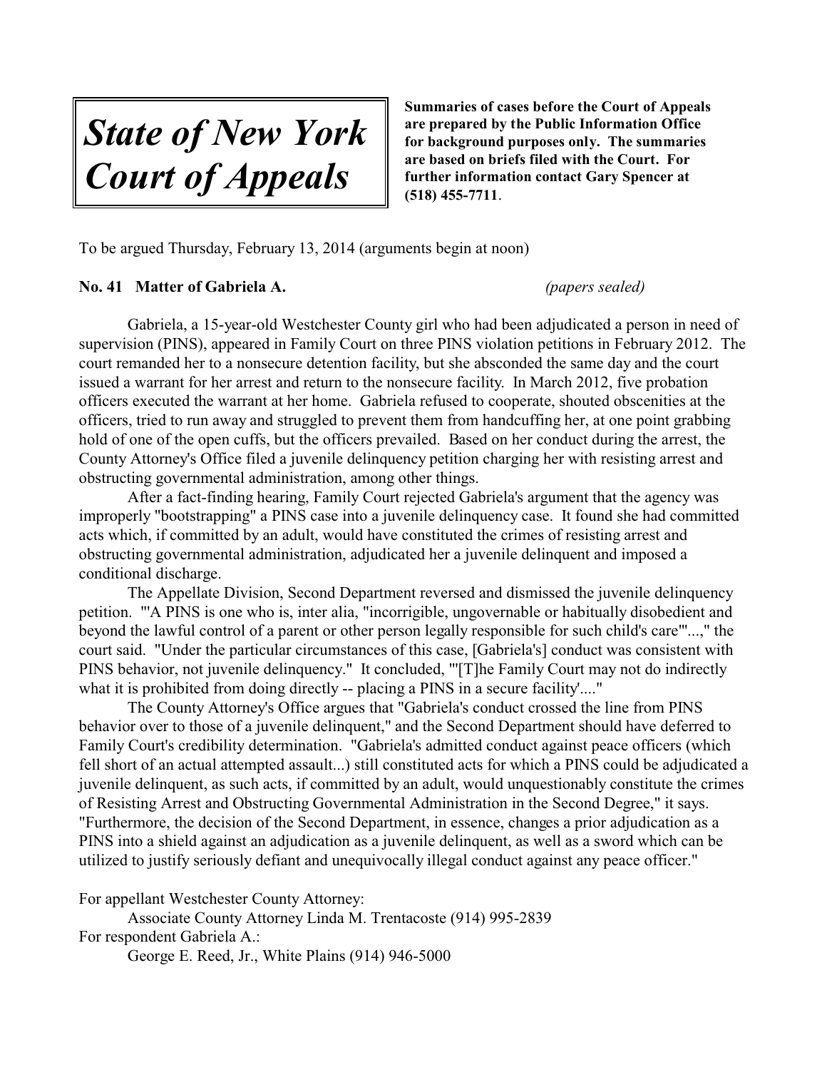# *State of New York Court of Appeals*

**Summaries of cases before the Court of Appeals are prepared by the Public Information Office for background purposes only. The summaries are based on briefs filed with the Court. For further information contact Gary Spencer at (518) 455-7711.**

To be argued Thursday, February 13, 2014 (arguments begin at noon)

**No. 41 Matter of Gabriela A.** *(papers sealed)*

Gabriela, a 15-year-old Westchester County girl who had been adjudicated a person in need of supervision (PINS), appeared in Family Court on three PINS violation petitions in February 2012. The court remanded her to a nonsecure detention facility, but she absconded the same day and the court issued a warrant for her arrest and return to the nonsecure facility. In March 2012, five probation officers executed the warrant at her home. Gabriela refused to cooperate, shouted obscenities at the officers, tried to run away and struggled to prevent them from handcuffing her, at one point grabbing hold of one of the open cuffs, but the officers prevailed. Based on her conduct during the arrest, the County Attorney's Office filed a juvenile delinquency petition charging her with resisting arrest and obstructing governmental administration, among other things.

After a fact-finding hearing, Family Court rejected Gabriela's argument that the agency was improperly "bootstrapping" a PINS case into a juvenile delinquency case. It found she had committed acts which, if committed by an adult, would have constituted the crimes of resisting arrest and obstructing governmental administration, adjudicated her a juvenile delinquent and imposed a conditional discharge.

The Appellate Division, Second Department reversed and dismissed the juvenile delinquency petition. "'A PINS is one who is, inter alia, "incorrigible, ungovernable or habitually disobedient and beyond the lawful control of a parent or other person legally responsible for such child's care"'...," the court said. "Under the particular circumstances of this case, [Gabriela's] conduct was consistent with PINS behavior, not juvenile delinquency." It concluded, "'[T]he Family Court may not do indirectly what it is prohibited from doing directly -- placing a PINS in a secure facility'...."

The County Attorney's Office argues that "Gabriela's conduct crossed the line from PINS behavior over to those of a juvenile delinquent," and the Second Department should have deferred to Family Court's credibility determination. "Gabriela's admitted conduct against peace officers (which fell short of an actual attempted assault...) still constituted acts for which a PINS could be adjudicated a juvenile delinquent, as such acts, if committed by an adult, would unquestionably constitute the crimes of Resisting Arrest and Obstructing Governmental Administration in the Second Degree," it says. "Furthermore, the decision of the Second Department, in essence, changes a prior adjudication as a PINS into a shield against an adjudication as a juvenile delinquent, as well as a sword which can be utilized to justify seriously defiant and unequivocally illegal conduct against any peace officer."

For appellant Westchester County Attorney:
Associate County Attorney Linda M. Trentacoste (914) 995-2839
For respondent Gabriela A.:
George E. Reed, Jr., White Plains (914) 946-5000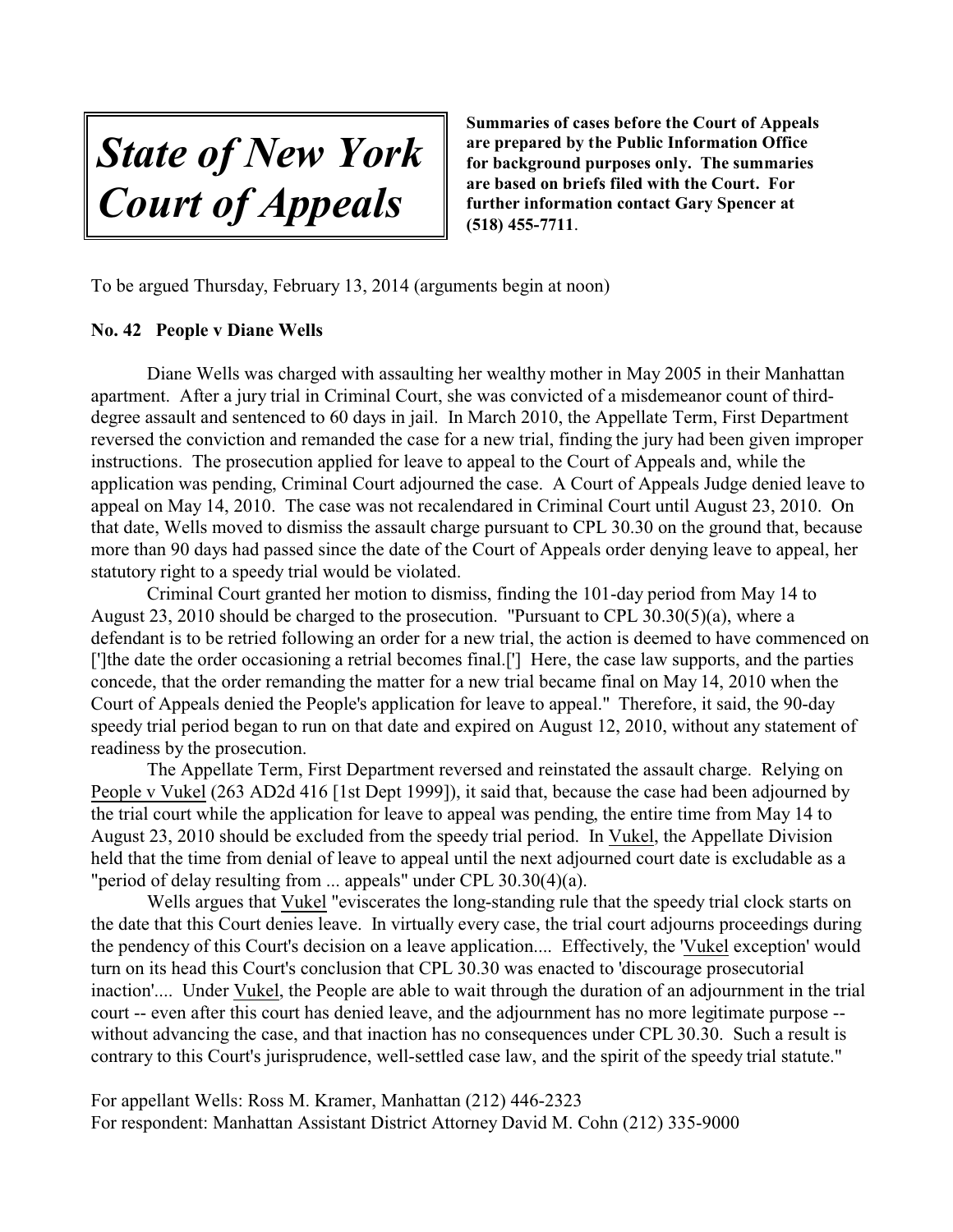# *State of New York Court of Appeals*

**Summaries of cases before the Court of Appeals are prepared by the Public Information Office for background purposes only. The summaries are based on briefs filed with the Court. For further information contact Gary Spencer at (518) 455-7711.**

To be argued Thursday, February 13, 2014 (arguments begin at noon)

**No. 42 People v Diane Wells**

Diane Wells was charged with assaulting her wealthy mother in May 2005 in their Manhattan apartment. After a jury trial in Criminal Court, she was convicted of a misdemeanor count of third-degree assault and sentenced to 60 days in jail. In March 2010, the Appellate Term, First Department reversed the conviction and remanded the case for a new trial, finding the jury had been given improper instructions. The prosecution applied for leave to appeal to the Court of Appeals and, while the application was pending, Criminal Court adjourned the case. A Court of Appeals Judge denied leave to appeal on May 14, 2010. The case was not recalendared in Criminal Court until August 23, 2010. On that date, Wells moved to dismiss the assault charge pursuant to CPL 30.30 on the ground that, because more than 90 days had passed since the date of the Court of Appeals order denying leave to appeal, her statutory right to a speedy trial would be violated.

Criminal Court granted her motion to dismiss, finding the 101-day period from May 14 to August 23, 2010 should be charged to the prosecution. "Pursuant to CPL 30.30(5)(a), where a defendant is to be retried following an order for a new trial, the action is deemed to have commenced on [']the date the order occasioning a retrial becomes final.['] Here, the case law supports, and the parties concede, that the order remanding the matter for a new trial became final on May 14, 2010 when the Court of Appeals denied the People's application for leave to appeal." Therefore, it said, the 90-day speedy trial period began to run on that date and expired on August 12, 2010, without any statement of readiness by the prosecution.

The Appellate Term, First Department reversed and reinstated the assault charge. Relying on People v Vukel (263 AD2d 416 [1st Dept 1999]), it said that, because the case had been adjourned by the trial court while the application for leave to appeal was pending, the entire time from May 14 to August 23, 2010 should be excluded from the speedy trial period. In Vukel, the Appellate Division held that the time from denial of leave to appeal until the next adjourned court date is excludable as a "period of delay resulting from ... appeals" under CPL 30.30(4)(a).

Wells argues that Vukel "eviscerates the long-standing rule that the speedy trial clock starts on the date that this Court denies leave. In virtually every case, the trial court adjourns proceedings during the pendency of this Court's decision on a leave application.... Effectively, the 'Vukel exception' would turn on its head this Court's conclusion that CPL 30.30 was enacted to 'discourage prosecutorial inaction'.... Under Vukel, the People are able to wait through the duration of an adjournment in the trial court -- even after this court has denied leave, and the adjournment has no more legitimate purpose -- without advancing the case, and that inaction has no consequences under CPL 30.30. Such a result is contrary to this Court's jurisprudence, well-settled case law, and the spirit of the speedy trial statute."

For appellant Wells: Ross M. Kramer, Manhattan (212) 446-2323
For respondent: Manhattan Assistant District Attorney David M. Cohn (212) 335-9000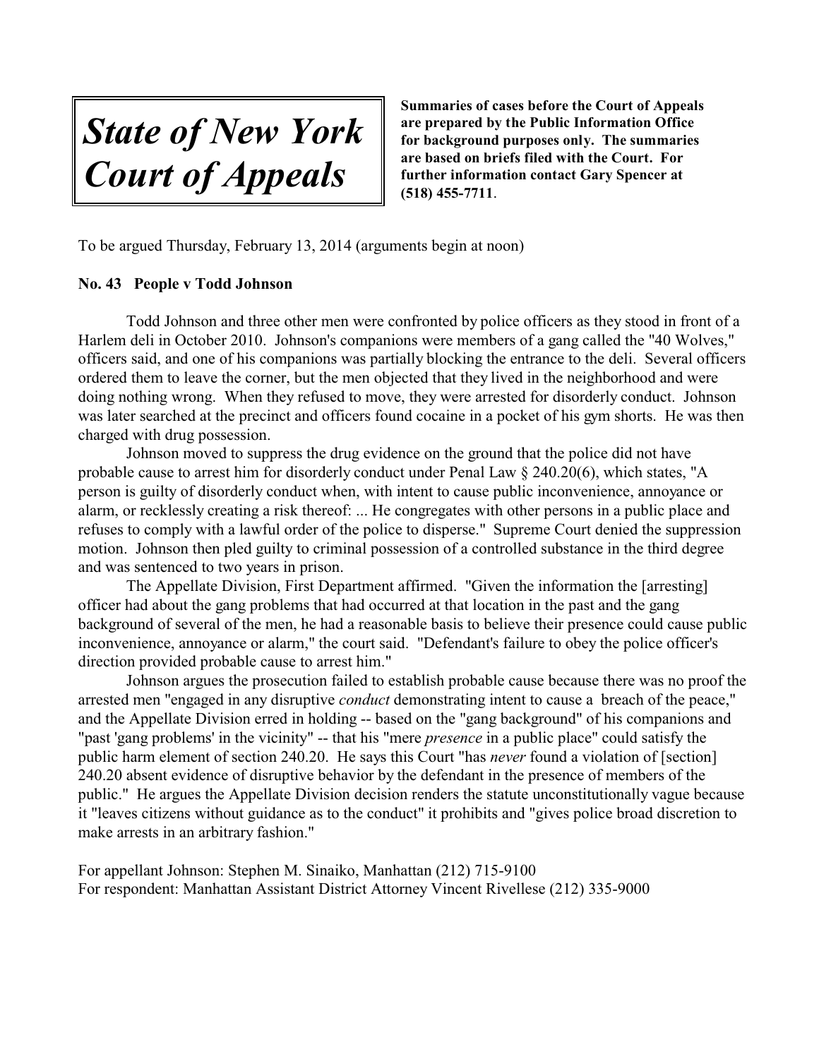# *State of New York Court of Appeals*

**Summaries of cases before the Court of Appeals are prepared by the Public Information Office for background purposes only. The summaries are based on briefs filed with the Court. For further information contact Gary Spencer at (518) 455-7711**.

To be argued Thursday, February 13, 2014 (arguments begin at noon)

**No. 43 People v Todd Johnson**

Todd Johnson and three other men were confronted by police officers as they stood in front of a Harlem deli in October 2010. Johnson's companions were members of a gang called the "40 Wolves," officers said, and one of his companions was partially blocking the entrance to the deli. Several officers ordered them to leave the corner, but the men objected that they lived in the neighborhood and were doing nothing wrong. When they refused to move, they were arrested for disorderly conduct. Johnson was later searched at the precinct and officers found cocaine in a pocket of his gym shorts. He was then charged with drug possession.

Johnson moved to suppress the drug evidence on the ground that the police did not have probable cause to arrest him for disorderly conduct under Penal Law § 240.20(6), which states, "A person is guilty of disorderly conduct when, with intent to cause public inconvenience, annoyance or alarm, or recklessly creating a risk thereof: ... He congregates with other persons in a public place and refuses to comply with a lawful order of the police to disperse." Supreme Court denied the suppression motion. Johnson then pled guilty to criminal possession of a controlled substance in the third degree and was sentenced to two years in prison.

The Appellate Division, First Department affirmed. "Given the information the [arresting] officer had about the gang problems that had occurred at that location in the past and the gang background of several of the men, he had a reasonable basis to believe their presence could cause public inconvenience, annoyance or alarm," the court said. "Defendant's failure to obey the police officer's direction provided probable cause to arrest him."

Johnson argues the prosecution failed to establish probable cause because there was no proof the arrested men "engaged in any disruptive *conduct* demonstrating intent to cause a breach of the peace," and the Appellate Division erred in holding -- based on the "gang background" of his companions and "past 'gang problems' in the vicinity" -- that his "mere *presence* in a public place" could satisfy the public harm element of section 240.20. He says this Court "has *never* found a violation of [section] 240.20 absent evidence of disruptive behavior by the defendant in the presence of members of the public." He argues the Appellate Division decision renders the statute unconstitutionally vague because it "leaves citizens without guidance as to the conduct" it prohibits and "gives police broad discretion to make arrests in an arbitrary fashion."

For appellant Johnson: Stephen M. Sinaiko, Manhattan (212) 715-9100
For respondent: Manhattan Assistant District Attorney Vincent Rivellese (212) 335-9000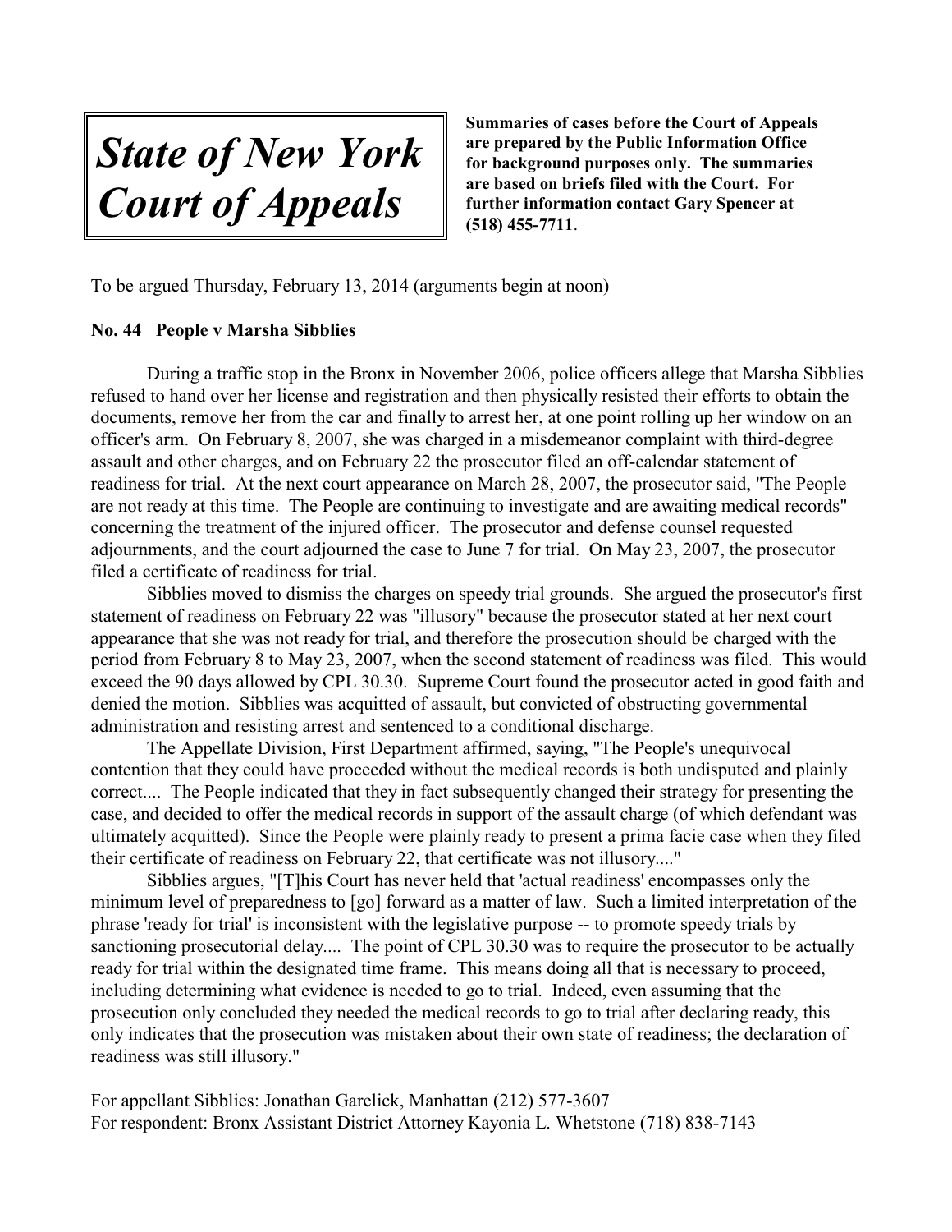# *State of New York Court of Appeals*

**Summaries of cases before the Court of Appeals are prepared by the Public Information Office for background purposes only. The summaries are based on briefs filed with the Court. For further information contact Gary Spencer at (518) 455-7711.**

To be argued Thursday, February 13, 2014 (arguments begin at noon)

**No. 44 People v Marsha Sibblies**

During a traffic stop in the Bronx in November 2006, police officers allege that Marsha Sibblies refused to hand over her license and registration and then physically resisted their efforts to obtain the documents, remove her from the car and finally to arrest her, at one point rolling up her window on an officer's arm. On February 8, 2007, she was charged in a misdemeanor complaint with third-degree assault and other charges, and on February 22 the prosecutor filed an off-calendar statement of readiness for trial. At the next court appearance on March 28, 2007, the prosecutor said, "The People are not ready at this time. The People are continuing to investigate and are awaiting medical records" concerning the treatment of the injured officer. The prosecutor and defense counsel requested adjournments, and the court adjourned the case to June 7 for trial. On May 23, 2007, the prosecutor filed a certificate of readiness for trial.

Sibblies moved to dismiss the charges on speedy trial grounds. She argued the prosecutor's first statement of readiness on February 22 was "illusory" because the prosecutor stated at her next court appearance that she was not ready for trial, and therefore the prosecution should be charged with the period from February 8 to May 23, 2007, when the second statement of readiness was filed. This would exceed the 90 days allowed by CPL 30.30. Supreme Court found the prosecutor acted in good faith and denied the motion. Sibblies was acquitted of assault, but convicted of obstructing governmental administration and resisting arrest and sentenced to a conditional discharge.

The Appellate Division, First Department affirmed, saying, "The People's unequivocal contention that they could have proceeded without the medical records is both undisputed and plainly correct.... The People indicated that they in fact subsequently changed their strategy for presenting the case, and decided to offer the medical records in support of the assault charge (of which defendant was ultimately acquitted). Since the People were plainly ready to present a prima facie case when they filed their certificate of readiness on February 22, that certificate was not illusory...."

Sibblies argues, "[T]his Court has never held that 'actual readiness' encompasses <u>only</u> the minimum level of preparedness to [go] forward as a matter of law. Such a limited interpretation of the phrase 'ready for trial' is inconsistent with the legislative purpose -- to promote speedy trials by sanctioning prosecutorial delay.... The point of CPL 30.30 was to require the prosecutor to be actually ready for trial within the designated time frame. This means doing all that is necessary to proceed, including determining what evidence is needed to go to trial. Indeed, even assuming that the prosecution only concluded they needed the medical records to go to trial after declaring ready, this only indicates that the prosecution was mistaken about their own state of readiness; the declaration of readiness was still illusory."

For appellant Sibblies: Jonathan Garelick, Manhattan (212) 577-3607
For respondent: Bronx Assistant District Attorney Kayonia L. Whetstone (718) 838-7143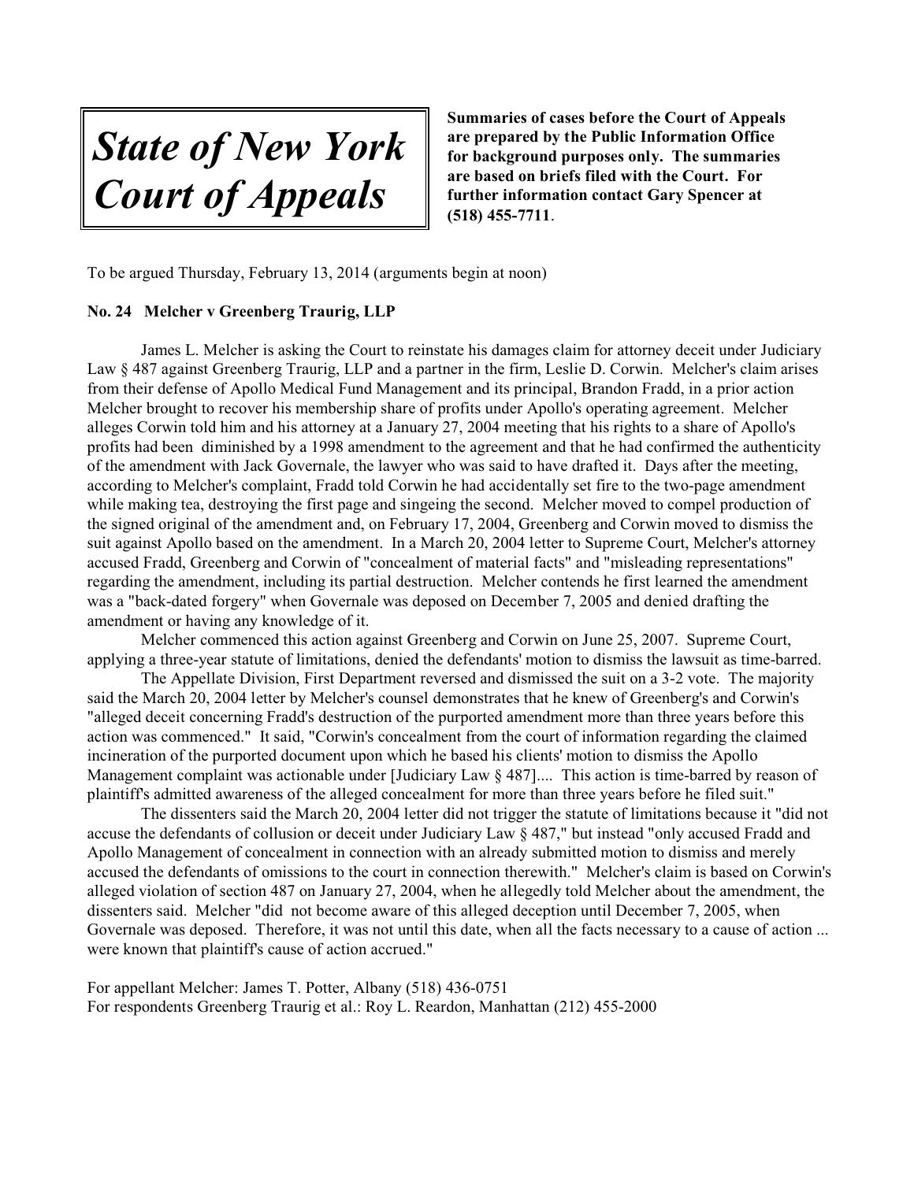# *State of New York Court of Appeals*

**Summaries of cases before the Court of Appeals are prepared by the Public Information Office for background purposes only. The summaries are based on briefs filed with the Court. For further information contact Gary Spencer at (518) 455-7711**.

To be argued Thursday, February 13, 2014 (arguments begin at noon)

**No. 24 Melcher v Greenberg Traurig, LLP**

James L. Melcher is asking the Court to reinstate his damages claim for attorney deceit under Judiciary Law § 487 against Greenberg Traurig, LLP and a partner in the firm, Leslie D. Corwin. Melcher's claim arises from their defense of Apollo Medical Fund Management and its principal, Brandon Fradd, in a prior action Melcher brought to recover his membership share of profits under Apollo's operating agreement. Melcher alleges Corwin told him and his attorney at a January 27, 2004 meeting that his rights to a share of Apollo's profits had been diminished by a 1998 amendment to the agreement and that he had confirmed the authenticity of the amendment with Jack Governale, the lawyer who was said to have drafted it. Days after the meeting, according to Melcher's complaint, Fradd told Corwin he had accidentally set fire to the two-page amendment while making tea, destroying the first page and singeing the second. Melcher moved to compel production of the signed original of the amendment and, on February 17, 2004, Greenberg and Corwin moved to dismiss the suit against Apollo based on the amendment. In a March 20, 2004 letter to Supreme Court, Melcher's attorney accused Fradd, Greenberg and Corwin of "concealment of material facts" and "misleading representations" regarding the amendment, including its partial destruction. Melcher contends he first learned the amendment was a "back-dated forgery" when Governale was deposed on December 7, 2005 and denied drafting the amendment or having any knowledge of it.

Melcher commenced this action against Greenberg and Corwin on June 25, 2007. Supreme Court, applying a three-year statute of limitations, denied the defendants' motion to dismiss the lawsuit as time-barred.

The Appellate Division, First Department reversed and dismissed the suit on a 3-2 vote. The majority said the March 20, 2004 letter by Melcher's counsel demonstrates that he knew of Greenberg's and Corwin's "alleged deceit concerning Fradd's destruction of the purported amendment more than three years before this action was commenced." It said, "Corwin's concealment from the court of information regarding the claimed incineration of the purported document upon which he based his clients' motion to dismiss the Apollo Management complaint was actionable under [Judiciary Law § 487].... This action is time-barred by reason of plaintiff's admitted awareness of the alleged concealment for more than three years before he filed suit."

The dissenters said the March 20, 2004 letter did not trigger the statute of limitations because it "did not accuse the defendants of collusion or deceit under Judiciary Law § 487," but instead "only accused Fradd and Apollo Management of concealment in connection with an already submitted motion to dismiss and merely accused the defendants of omissions to the court in connection therewith." Melcher's claim is based on Corwin's alleged violation of section 487 on January 27, 2004, when he allegedly told Melcher about the amendment, the dissenters said. Melcher "did not become aware of this alleged deception until December 7, 2005, when Governale was deposed. Therefore, it was not until this date, when all the facts necessary to a cause of action ... were known that plaintiff's cause of action accrued."

For appellant Melcher: James T. Potter, Albany (518) 436-0751
For respondents Greenberg Traurig et al.: Roy L. Reardon, Manhattan (212) 455-2000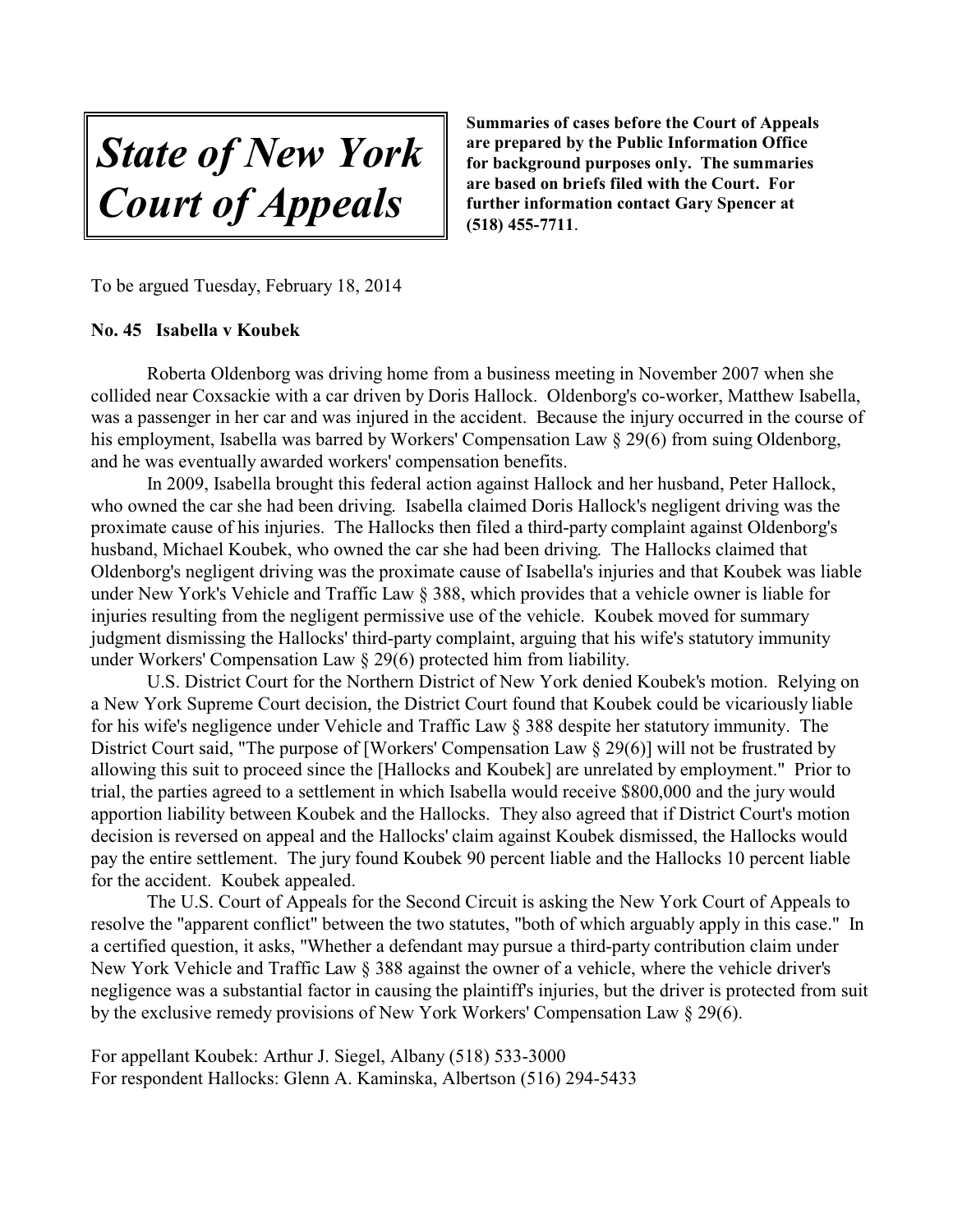# *State of New York Court of Appeals*

**Summaries of cases before the Court of Appeals are prepared by the Public Information Office for background purposes only. The summaries are based on briefs filed with the Court. For further information contact Gary Spencer at (518) 455-7711**.

To be argued Tuesday, February 18, 2014

**No. 45 Isabella v Koubek**

Roberta Oldenborg was driving home from a business meeting in November 2007 when she collided near Coxsackie with a car driven by Doris Hallock. Oldenborg's co-worker, Matthew Isabella, was a passenger in her car and was injured in the accident. Because the injury occurred in the course of his employment, Isabella was barred by Workers' Compensation Law § 29(6) from suing Oldenborg, and he was eventually awarded workers' compensation benefits.

In 2009, Isabella brought this federal action against Hallock and her husband, Peter Hallock, who owned the car she had been driving. Isabella claimed Doris Hallock's negligent driving was the proximate cause of his injuries. The Hallocks then filed a third-party complaint against Oldenborg's husband, Michael Koubek, who owned the car she had been driving. The Hallocks claimed that Oldenborg's negligent driving was the proximate cause of Isabella's injuries and that Koubek was liable under New York's Vehicle and Traffic Law § 388, which provides that a vehicle owner is liable for injuries resulting from the negligent permissive use of the vehicle. Koubek moved for summary judgment dismissing the Hallocks' third-party complaint, arguing that his wife's statutory immunity under Workers' Compensation Law § 29(6) protected him from liability.

U.S. District Court for the Northern District of New York denied Koubek's motion. Relying on a New York Supreme Court decision, the District Court found that Koubek could be vicariously liable for his wife's negligence under Vehicle and Traffic Law § 388 despite her statutory immunity. The District Court said, "The purpose of [Workers' Compensation Law § 29(6)] will not be frustrated by allowing this suit to proceed since the [Hallocks and Koubek] are unrelated by employment." Prior to trial, the parties agreed to a settlement in which Isabella would receive $800,000 and the jury would apportion liability between Koubek and the Hallocks. They also agreed that if District Court's motion decision is reversed on appeal and the Hallocks' claim against Koubek dismissed, the Hallocks would pay the entire settlement. The jury found Koubek 90 percent liable and the Hallocks 10 percent liable for the accident. Koubek appealed.

The U.S. Court of Appeals for the Second Circuit is asking the New York Court of Appeals to resolve the "apparent conflict" between the two statutes, "both of which arguably apply in this case." In a certified question, it asks, "Whether a defendant may pursue a third-party contribution claim under New York Vehicle and Traffic Law § 388 against the owner of a vehicle, where the vehicle driver's negligence was a substantial factor in causing the plaintiff's injuries, but the driver is protected from suit by the exclusive remedy provisions of New York Workers' Compensation Law § 29(6).

For appellant Koubek: Arthur J. Siegel, Albany (518) 533-3000
For respondent Hallocks: Glenn A. Kaminska, Albertson (516) 294-5433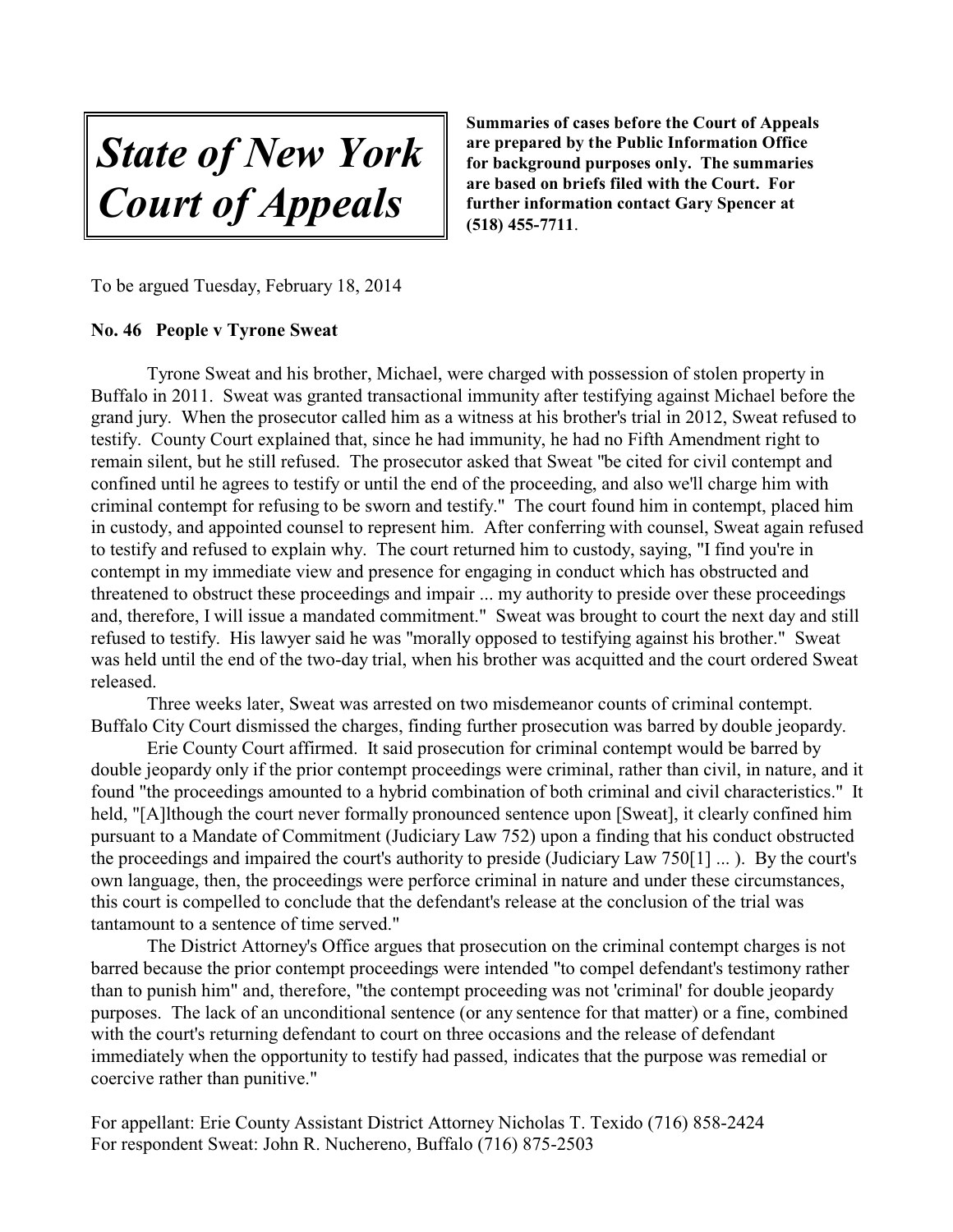# *State of New York Court of Appeals*

**Summaries of cases before the Court of Appeals are prepared by the Public Information Office for background purposes only. The summaries are based on briefs filed with the Court. For further information contact Gary Spencer at (518) 455-7711**.

To be argued Tuesday, February 18, 2014

**No. 46 People v Tyrone Sweat**

Tyrone Sweat and his brother, Michael, were charged with possession of stolen property in Buffalo in 2011. Sweat was granted transactional immunity after testifying against Michael before the grand jury. When the prosecutor called him as a witness at his brother's trial in 2012, Sweat refused to testify. County Court explained that, since he had immunity, he had no Fifth Amendment right to remain silent, but he still refused. The prosecutor asked that Sweat "be cited for civil contempt and confined until he agrees to testify or until the end of the proceeding, and also we'll charge him with criminal contempt for refusing to be sworn and testify." The court found him in contempt, placed him in custody, and appointed counsel to represent him. After conferring with counsel, Sweat again refused to testify and refused to explain why. The court returned him to custody, saying, "I find you're in contempt in my immediate view and presence for engaging in conduct which has obstructed and threatened to obstruct these proceedings and impair ... my authority to preside over these proceedings and, therefore, I will issue a mandated commitment." Sweat was brought to court the next day and still refused to testify. His lawyer said he was "morally opposed to testifying against his brother." Sweat was held until the end of the two-day trial, when his brother was acquitted and the court ordered Sweat released.

Three weeks later, Sweat was arrested on two misdemeanor counts of criminal contempt. Buffalo City Court dismissed the charges, finding further prosecution was barred by double jeopardy.

Erie County Court affirmed. It said prosecution for criminal contempt would be barred by double jeopardy only if the prior contempt proceedings were criminal, rather than civil, in nature, and it found "the proceedings amounted to a hybrid combination of both criminal and civil characteristics." It held, "[A]lthough the court never formally pronounced sentence upon [Sweat], it clearly confined him pursuant to a Mandate of Commitment (Judiciary Law 752) upon a finding that his conduct obstructed the proceedings and impaired the court's authority to preside (Judiciary Law 750[1] ... ). By the court's own language, then, the proceedings were perforce criminal in nature and under these circumstances, this court is compelled to conclude that the defendant's release at the conclusion of the trial was tantamount to a sentence of time served."

The District Attorney's Office argues that prosecution on the criminal contempt charges is not barred because the prior contempt proceedings were intended "to compel defendant's testimony rather than to punish him" and, therefore, "the contempt proceeding was not 'criminal' for double jeopardy purposes. The lack of an unconditional sentence (or any sentence for that matter) or a fine, combined with the court's returning defendant to court on three occasions and the release of defendant immediately when the opportunity to testify had passed, indicates that the purpose was remedial or coercive rather than punitive."

For appellant: Erie County Assistant District Attorney Nicholas T. Texido (716) 858-2424
For respondent Sweat: John R. Nuchereno, Buffalo (716) 875-2503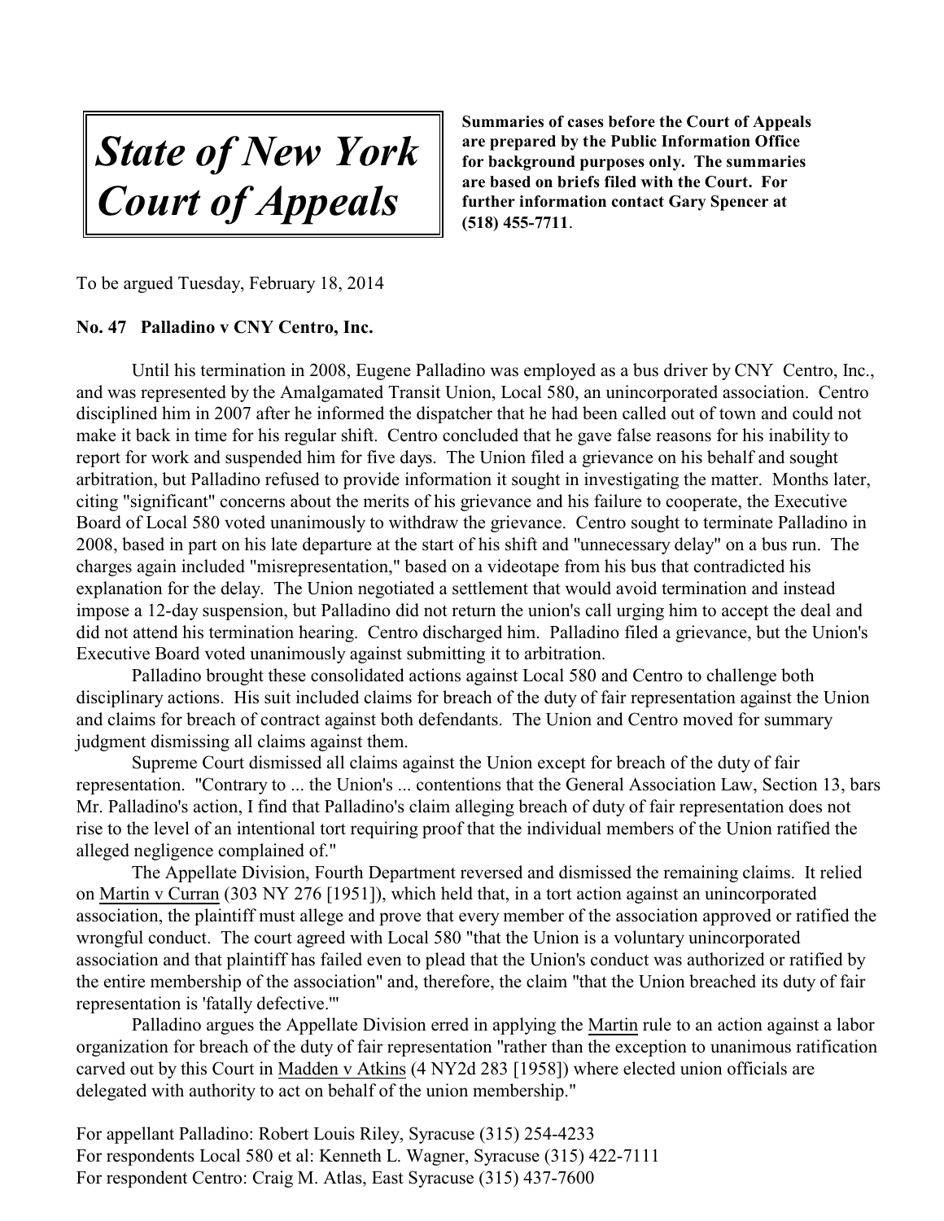# *State of New York Court of Appeals*

**Summaries of cases before the Court of Appeals are prepared by the Public Information Office for background purposes only. The summaries are based on briefs filed with the Court. For further information contact Gary Spencer at (518) 455-7711.**

To be argued Tuesday, February 18, 2014

**No. 47 Palladino v CNY Centro, Inc.**

Until his termination in 2008, Eugene Palladino was employed as a bus driver by CNY Centro, Inc., and was represented by the Amalgamated Transit Union, Local 580, an unincorporated association. Centro disciplined him in 2007 after he informed the dispatcher that he had been called out of town and could not make it back in time for his regular shift. Centro concluded that he gave false reasons for his inability to report for work and suspended him for five days. The Union filed a grievance on his behalf and sought arbitration, but Palladino refused to provide information it sought in investigating the matter. Months later, citing "significant" concerns about the merits of his grievance and his failure to cooperate, the Executive Board of Local 580 voted unanimously to withdraw the grievance. Centro sought to terminate Palladino in 2008, based in part on his late departure at the start of his shift and "unnecessary delay" on a bus run. The charges again included "misrepresentation," based on a videotape from his bus that contradicted his explanation for the delay. The Union negotiated a settlement that would avoid termination and instead impose a 12-day suspension, but Palladino did not return the union's call urging him to accept the deal and did not attend his termination hearing. Centro discharged him. Palladino filed a grievance, but the Union's Executive Board voted unanimously against submitting it to arbitration.

Palladino brought these consolidated actions against Local 580 and Centro to challenge both disciplinary actions. His suit included claims for breach of the duty of fair representation against the Union and claims for breach of contract against both defendants. The Union and Centro moved for summary judgment dismissing all claims against them.

Supreme Court dismissed all claims against the Union except for breach of the duty of fair representation. "Contrary to ... the Union's ... contentions that the General Association Law, Section 13, bars Mr. Palladino's action, I find that Palladino's claim alleging breach of duty of fair representation does not rise to the level of an intentional tort requiring proof that the individual members of the Union ratified the alleged negligence complained of."

The Appellate Division, Fourth Department reversed and dismissed the remaining claims. It relied on Martin v Curran (303 NY 276 [1951]), which held that, in a tort action against an unincorporated association, the plaintiff must allege and prove that every member of the association approved or ratified the wrongful conduct. The court agreed with Local 580 "that the Union is a voluntary unincorporated association and that plaintiff has failed even to plead that the Union's conduct was authorized or ratified by the entire membership of the association" and, therefore, the claim "that the Union breached its duty of fair representation is 'fatally defective.'"

Palladino argues the Appellate Division erred in applying the Martin rule to an action against a labor organization for breach of the duty of fair representation "rather than the exception to unanimous ratification carved out by this Court in Madden v Atkins (4 NY2d 283 [1958]) where elected union officials are delegated with authority to act on behalf of the union membership."

For appellant Palladino: Robert Louis Riley, Syracuse (315) 254-4233
For respondents Local 580 et al: Kenneth L. Wagner, Syracuse (315) 422-7111
For respondent Centro: Craig M. Atlas, East Syracuse (315) 437-7600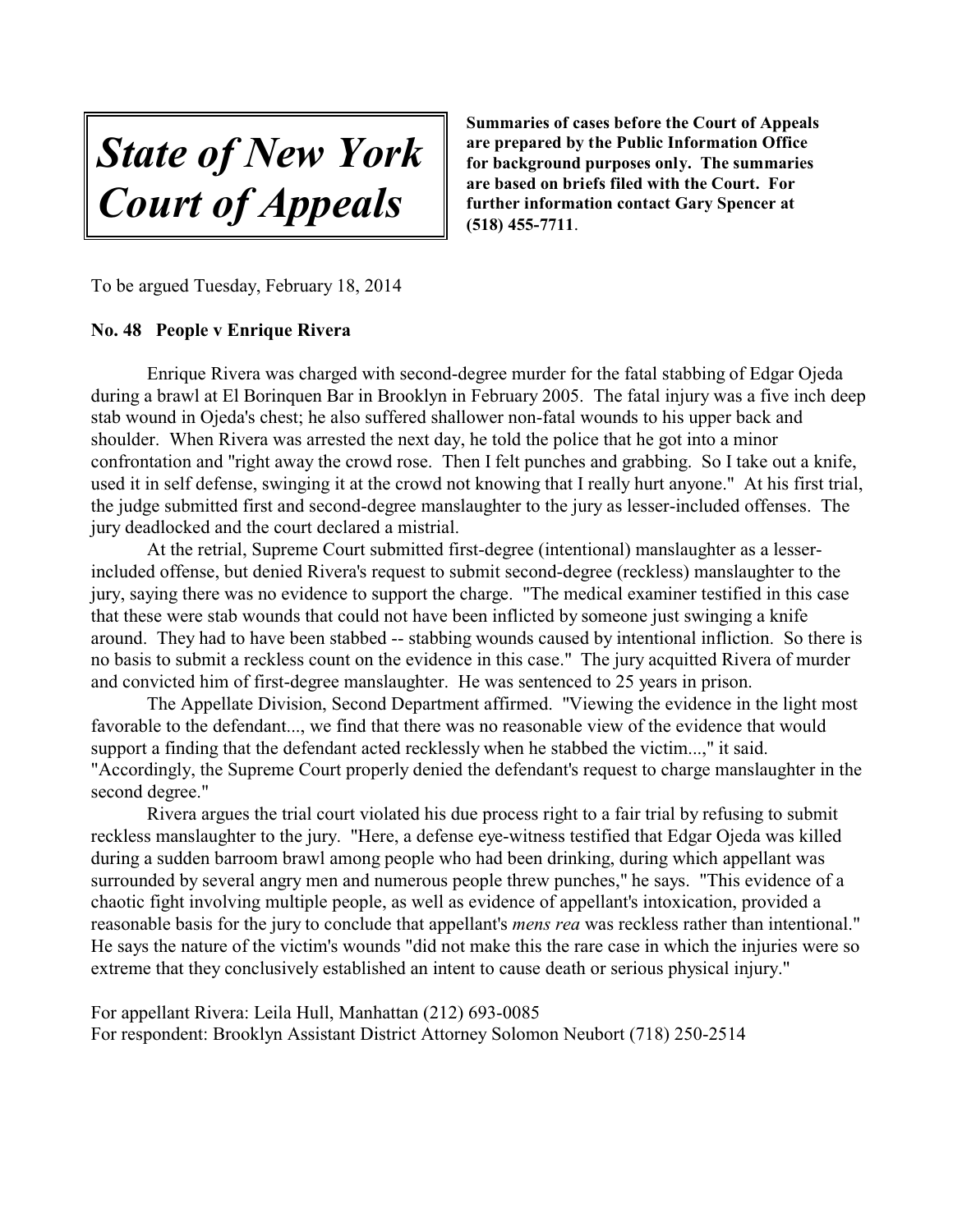# *State of New York Court of Appeals*

**Summaries of cases before the Court of Appeals are prepared by the Public Information Office for background purposes only. The summaries are based on briefs filed with the Court. For further information contact Gary Spencer at (518) 455-7711**.

To be argued Tuesday, February 18, 2014

**No. 48 People v Enrique Rivera**

Enrique Rivera was charged with second-degree murder for the fatal stabbing of Edgar Ojeda during a brawl at El Borinquen Bar in Brooklyn in February 2005. The fatal injury was a five inch deep stab wound in Ojeda's chest; he also suffered shallower non-fatal wounds to his upper back and shoulder. When Rivera was arrested the next day, he told the police that he got into a minor confrontation and "right away the crowd rose. Then I felt punches and grabbing. So I take out a knife, used it in self defense, swinging it at the crowd not knowing that I really hurt anyone." At his first trial, the judge submitted first and second-degree manslaughter to the jury as lesser-included offenses. The jury deadlocked and the court declared a mistrial.

At the retrial, Supreme Court submitted first-degree (intentional) manslaughter as a lesser-included offense, but denied Rivera's request to submit second-degree (reckless) manslaughter to the jury, saying there was no evidence to support the charge. "The medical examiner testified in this case that these were stab wounds that could not have been inflicted by someone just swinging a knife around. They had to have been stabbed -- stabbing wounds caused by intentional infliction. So there is no basis to submit a reckless count on the evidence in this case." The jury acquitted Rivera of murder and convicted him of first-degree manslaughter. He was sentenced to 25 years in prison.

The Appellate Division, Second Department affirmed. "Viewing the evidence in the light most favorable to the defendant..., we find that there was no reasonable view of the evidence that would support a finding that the defendant acted recklessly when he stabbed the victim...," it said. "Accordingly, the Supreme Court properly denied the defendant's request to charge manslaughter in the second degree."

Rivera argues the trial court violated his due process right to a fair trial by refusing to submit reckless manslaughter to the jury. "Here, a defense eye-witness testified that Edgar Ojeda was killed during a sudden barroom brawl among people who had been drinking, during which appellant was surrounded by several angry men and numerous people threw punches," he says. "This evidence of a chaotic fight involving multiple people, as well as evidence of appellant's intoxication, provided a reasonable basis for the jury to conclude that appellant's *mens rea* was reckless rather than intentional." He says the nature of the victim's wounds "did not make this the rare case in which the injuries were so extreme that they conclusively established an intent to cause death or serious physical injury."

For appellant Rivera: Leila Hull, Manhattan (212) 693-0085
For respondent: Brooklyn Assistant District Attorney Solomon Neubort (718) 250-2514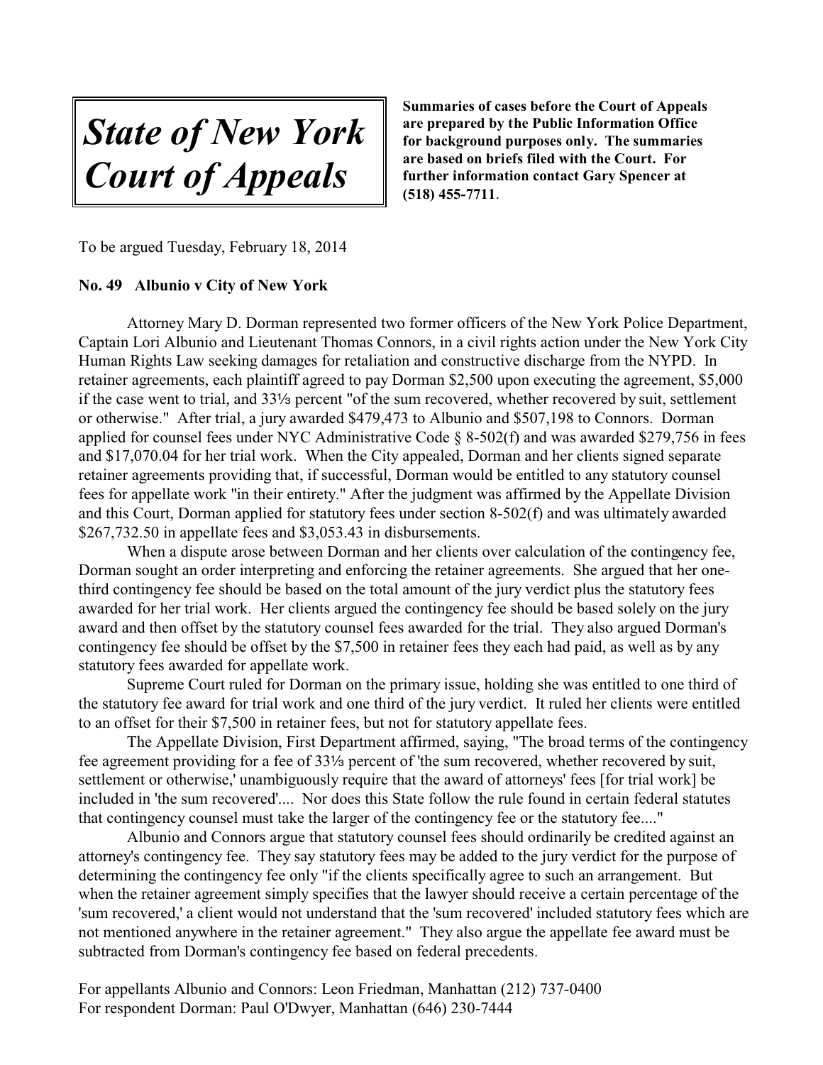# *State of New York Court of Appeals*

**Summaries of cases before the Court of Appeals are prepared by the Public Information Office for background purposes only. The summaries are based on briefs filed with the Court. For further information contact Gary Spencer at (518) 455-7711**.

To be argued Tuesday, February 18, 2014

**No. 49 Albunio v City of New York**

Attorney Mary D. Dorman represented two former officers of the New York Police Department, Captain Lori Albunio and Lieutenant Thomas Connors, in a civil rights action under the New York City Human Rights Law seeking damages for retaliation and constructive discharge from the NYPD. In retainer agreements, each plaintiff agreed to pay Dorman \$2,500 upon executing the agreement, \$5,000 if the case went to trial, and 33⅓ percent "of the sum recovered, whether recovered by suit, settlement or otherwise." After trial, a jury awarded \$479,473 to Albunio and \$507,198 to Connors. Dorman applied for counsel fees under NYC Administrative Code § 8-502(f) and was awarded \$279,756 in fees and \$17,070.04 for her trial work. When the City appealed, Dorman and her clients signed separate retainer agreements providing that, if successful, Dorman would be entitled to any statutory counsel fees for appellate work "in their entirety." After the judgment was affirmed by the Appellate Division and this Court, Dorman applied for statutory fees under section 8-502(f) and was ultimately awarded \$267,732.50 in appellate fees and \$3,053.43 in disbursements.

When a dispute arose between Dorman and her clients over calculation of the contingency fee, Dorman sought an order interpreting and enforcing the retainer agreements. She argued that her one-third contingency fee should be based on the total amount of the jury verdict plus the statutory fees awarded for her trial work. Her clients argued the contingency fee should be based solely on the jury award and then offset by the statutory counsel fees awarded for the trial. They also argued Dorman's contingency fee should be offset by the \$7,500 in retainer fees they each had paid, as well as by any statutory fees awarded for appellate work.

Supreme Court ruled for Dorman on the primary issue, holding she was entitled to one third of the statutory fee award for trial work and one third of the jury verdict. It ruled her clients were entitled to an offset for their \$7,500 in retainer fees, but not for statutory appellate fees.

The Appellate Division, First Department affirmed, saying, "The broad terms of the contingency fee agreement providing for a fee of 33⅓ percent of 'the sum recovered, whether recovered by suit, settlement or otherwise,' unambiguously require that the award of attorneys' fees [for trial work] be included in 'the sum recovered'.... Nor does this State follow the rule found in certain federal statutes that contingency counsel must take the larger of the contingency fee or the statutory fee...."

Albunio and Connors argue that statutory counsel fees should ordinarily be credited against an attorney's contingency fee. They say statutory fees may be added to the jury verdict for the purpose of determining the contingency fee only "if the clients specifically agree to such an arrangement. But when the retainer agreement simply specifies that the lawyer should receive a certain percentage of the 'sum recovered,' a client would not understand that the 'sum recovered' included statutory fees which are not mentioned anywhere in the retainer agreement." They also argue the appellate fee award must be subtracted from Dorman's contingency fee based on federal precedents.

For appellants Albunio and Connors: Leon Friedman, Manhattan (212) 737-0400
For respondent Dorman: Paul O'Dwyer, Manhattan (646) 230-7444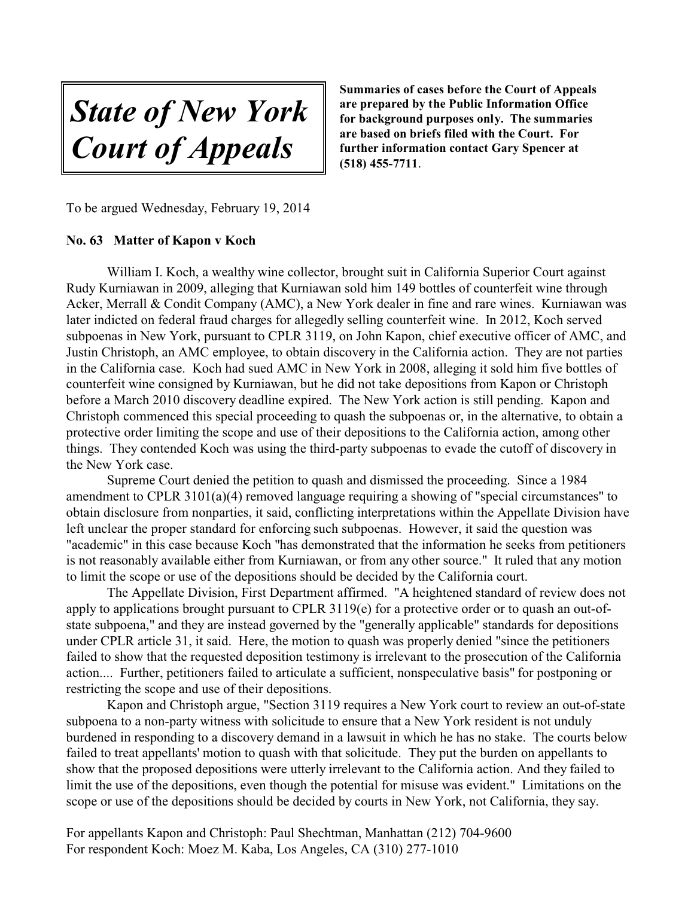# *State of New York Court of Appeals*

**Summaries of cases before the Court of Appeals are prepared by the Public Information Office for background purposes only. The summaries are based on briefs filed with the Court. For further information contact Gary Spencer at (518) 455-7711**.

To be argued Wednesday, February 19, 2014

**No. 63 Matter of Kapon v Koch**

William I. Koch, a wealthy wine collector, brought suit in California Superior Court against Rudy Kurniawan in 2009, alleging that Kurniawan sold him 149 bottles of counterfeit wine through Acker, Merrall & Condit Company (AMC), a New York dealer in fine and rare wines. Kurniawan was later indicted on federal fraud charges for allegedly selling counterfeit wine. In 2012, Koch served subpoenas in New York, pursuant to CPLR 3119, on John Kapon, chief executive officer of AMC, and Justin Christoph, an AMC employee, to obtain discovery in the California action. They are not parties in the California case. Koch had sued AMC in New York in 2008, alleging it sold him five bottles of counterfeit wine consigned by Kurniawan, but he did not take depositions from Kapon or Christoph before a March 2010 discovery deadline expired. The New York action is still pending. Kapon and Christoph commenced this special proceeding to quash the subpoenas or, in the alternative, to obtain a protective order limiting the scope and use of their depositions to the California action, among other things. They contended Koch was using the third-party subpoenas to evade the cutoff of discovery in the New York case.

Supreme Court denied the petition to quash and dismissed the proceeding. Since a 1984 amendment to CPLR 3101(a)(4) removed language requiring a showing of "special circumstances" to obtain disclosure from nonparties, it said, conflicting interpretations within the Appellate Division have left unclear the proper standard for enforcing such subpoenas. However, it said the question was "academic" in this case because Koch "has demonstrated that the information he seeks from petitioners is not reasonably available either from Kurniawan, or from any other source." It ruled that any motion to limit the scope or use of the depositions should be decided by the California court.

The Appellate Division, First Department affirmed. "A heightened standard of review does not apply to applications brought pursuant to CPLR 3119(e) for a protective order or to quash an out-of-state subpoena," and they are instead governed by the "generally applicable" standards for depositions under CPLR article 31, it said. Here, the motion to quash was properly denied "since the petitioners failed to show that the requested deposition testimony is irrelevant to the prosecution of the California action.... Further, petitioners failed to articulate a sufficient, nonspeculative basis" for postponing or restricting the scope and use of their depositions.

Kapon and Christoph argue, "Section 3119 requires a New York court to review an out-of-state subpoena to a non-party witness with solicitude to ensure that a New York resident is not unduly burdened in responding to a discovery demand in a lawsuit in which he has no stake. The courts below failed to treat appellants' motion to quash with that solicitude. They put the burden on appellants to show that the proposed depositions were utterly irrelevant to the California action. And they failed to limit the use of the depositions, even though the potential for misuse was evident." Limitations on the scope or use of the depositions should be decided by courts in New York, not California, they say.

For appellants Kapon and Christoph: Paul Shechtman, Manhattan (212) 704-9600
For respondent Koch: Moez M. Kaba, Los Angeles, CA (310) 277-1010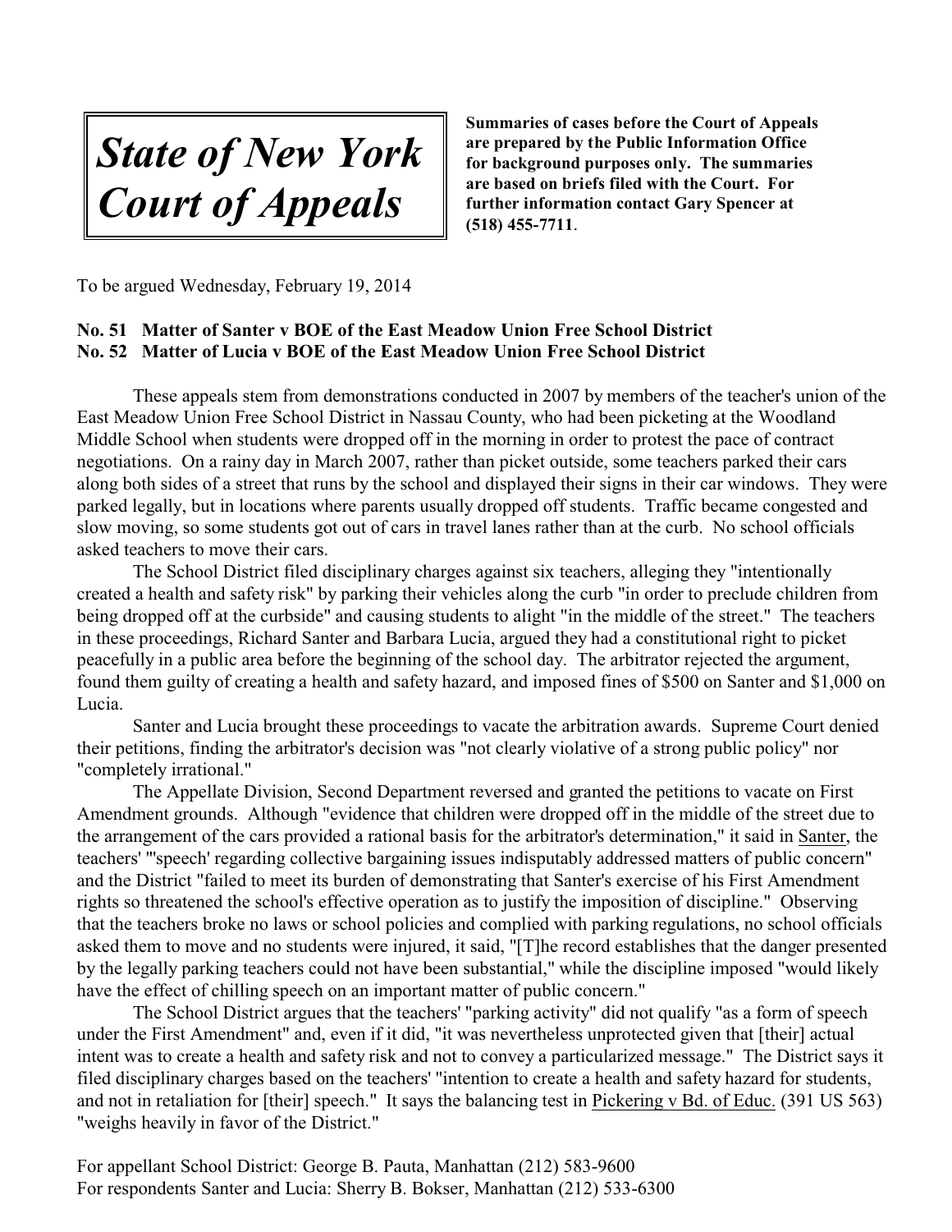# State of New York Court of Appeals

**Summaries of cases before the Court of Appeals are prepared by the Public Information Office for background purposes only. The summaries are based on briefs filed with the Court. For further information contact Gary Spencer at (518) 455-7711.**

To be argued Wednesday, February 19, 2014

**No. 51 Matter of Santer v BOE of the East Meadow Union Free School District**
**No. 52 Matter of Lucia v BOE of the East Meadow Union Free School District**

These appeals stem from demonstrations conducted in 2007 by members of the teacher's union of the East Meadow Union Free School District in Nassau County, who had been picketing at the Woodland Middle School when students were dropped off in the morning in order to protest the pace of contract negotiations. On a rainy day in March 2007, rather than picket outside, some teachers parked their cars along both sides of a street that runs by the school and displayed their signs in their car windows. They were parked legally, but in locations where parents usually dropped off students. Traffic became congested and slow moving, so some students got out of cars in travel lanes rather than at the curb. No school officials asked teachers to move their cars.

The School District filed disciplinary charges against six teachers, alleging they "intentionally created a health and safety risk" by parking their vehicles along the curb "in order to preclude children from being dropped off at the curbside" and causing students to alight "in the middle of the street." The teachers in these proceedings, Richard Santer and Barbara Lucia, argued they had a constitutional right to picket peacefully in a public area before the beginning of the school day. The arbitrator rejected the argument, found them guilty of creating a health and safety hazard, and imposed fines of $500 on Santer and $1,000 on Lucia.

Santer and Lucia brought these proceedings to vacate the arbitration awards. Supreme Court denied their petitions, finding the arbitrator's decision was "not clearly violative of a strong public policy" nor "completely irrational."

The Appellate Division, Second Department reversed and granted the petitions to vacate on First Amendment grounds. Although "evidence that children were dropped off in the middle of the street due to the arrangement of the cars provided a rational basis for the arbitrator's determination," it said in Santer, the teachers' "'speech' regarding collective bargaining issues indisputably addressed matters of public concern" and the District "failed to meet its burden of demonstrating that Santer's exercise of his First Amendment rights so threatened the school's effective operation as to justify the imposition of discipline." Observing that the teachers broke no laws or school policies and complied with parking regulations, no school officials asked them to move and no students were injured, it said, "[T]he record establishes that the danger presented by the legally parking teachers could not have been substantial," while the discipline imposed "would likely have the effect of chilling speech on an important matter of public concern."

The School District argues that the teachers' "parking activity" did not qualify "as a form of speech under the First Amendment" and, even if it did, "it was nevertheless unprotected given that [their] actual intent was to create a health and safety risk and not to convey a particularized message." The District says it filed disciplinary charges based on the teachers' "intention to create a health and safety hazard for students, and not in retaliation for [their] speech." It says the balancing test in Pickering v Bd. of Educ. (391 US 563) "weighs heavily in favor of the District."

For appellant School District: George B. Pauta, Manhattan (212) 583-9600
For respondents Santer and Lucia: Sherry B. Bokser, Manhattan (212) 533-6300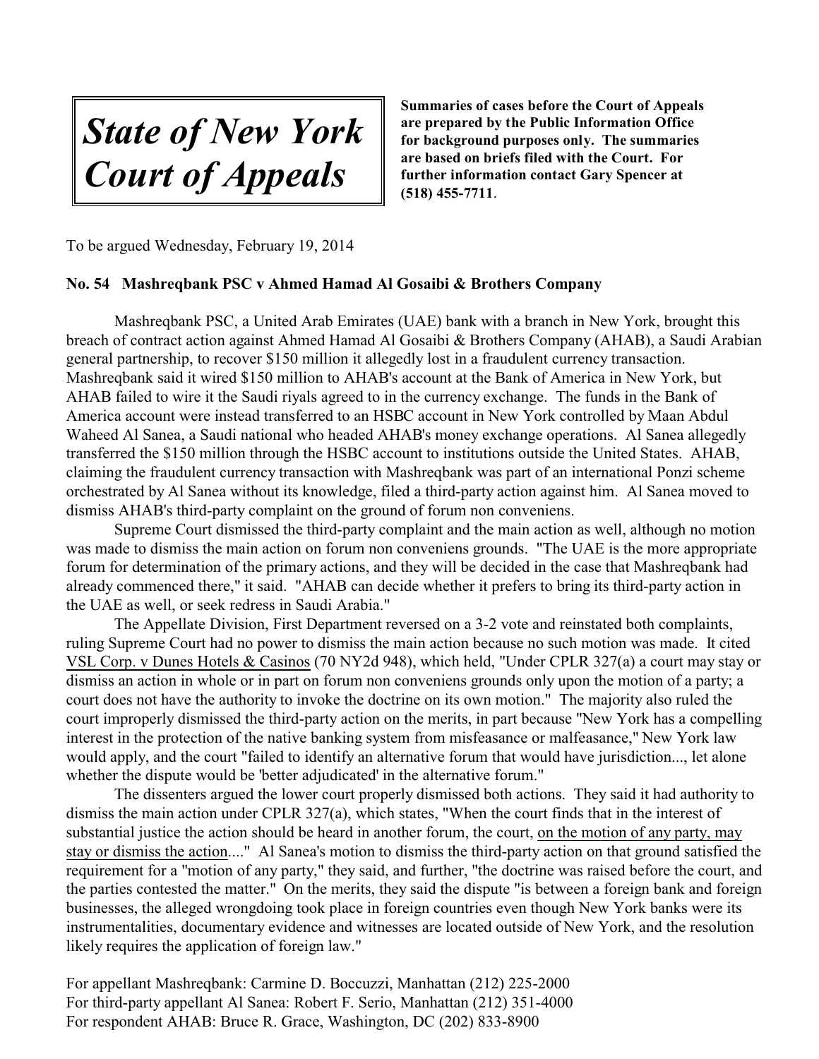# *State of New York Court of Appeals*

**Summaries of cases before the Court of Appeals are prepared by the Public Information Office for background purposes only. The summaries are based on briefs filed with the Court. For further information contact Gary Spencer at (518) 455-7711**.

To be argued Wednesday, February 19, 2014

### No. 54 Mashreqbank PSC v Ahmed Hamad Al Gosaibi & Brothers Company

Mashreqbank PSC, a United Arab Emirates (UAE) bank with a branch in New York, brought this breach of contract action against Ahmed Hamad Al Gosaibi & Brothers Company (AHAB), a Saudi Arabian general partnership, to recover $150 million it allegedly lost in a fraudulent currency transaction. Mashreqbank said it wired $150 million to AHAB's account at the Bank of America in New York, but AHAB failed to wire it the Saudi riyals agreed to in the currency exchange. The funds in the Bank of America account were instead transferred to an HSBC account in New York controlled by Maan Abdul Waheed Al Sanea, a Saudi national who headed AHAB's money exchange operations. Al Sanea allegedly transferred the $150 million through the HSBC account to institutions outside the United States. AHAB, claiming the fraudulent currency transaction with Mashreqbank was part of an international Ponzi scheme orchestrated by Al Sanea without its knowledge, filed a third-party action against him. Al Sanea moved to dismiss AHAB's third-party complaint on the ground of forum non conveniens.

Supreme Court dismissed the third-party complaint and the main action as well, although no motion was made to dismiss the main action on forum non conveniens grounds. "The UAE is the more appropriate forum for determination of the primary actions, and they will be decided in the case that Mashreqbank had already commenced there," it said. "AHAB can decide whether it prefers to bring its third-party action in the UAE as well, or seek redress in Saudi Arabia."

The Appellate Division, First Department reversed on a 3-2 vote and reinstated both complaints, ruling Supreme Court had no power to dismiss the main action because no such motion was made. It cited <u>VSL Corp. v Dunes Hotels & Casinos</u> (70 NY2d 948), which held, "Under CPLR 327(a) a court may stay or dismiss an action in whole or in part on forum non conveniens grounds only upon the motion of a party; a court does not have the authority to invoke the doctrine on its own motion." The majority also ruled the court improperly dismissed the third-party action on the merits, in part because "New York has a compelling interest in the protection of the native banking system from misfeasance or malfeasance," New York law would apply, and the court "failed to identify an alternative forum that would have jurisdiction..., let alone whether the dispute would be 'better adjudicated' in the alternative forum."

The dissenters argued the lower court properly dismissed both actions. They said it had authority to dismiss the main action under CPLR 327(a), which states, "When the court finds that in the interest of substantial justice the action should be heard in another forum, the court, <u>on the motion of any party, may stay or dismiss the action</u>...." Al Sanea's motion to dismiss the third-party action on that ground satisfied the requirement for a "motion of any party," they said, and further, "the doctrine was raised before the court, and the parties contested the matter." On the merits, they said the dispute "is between a foreign bank and foreign businesses, the alleged wrongdoing took place in foreign countries even though New York banks were its instrumentalities, documentary evidence and witnesses are located outside of New York, and the resolution likely requires the application of foreign law."

For appellant Mashreqbank: Carmine D. Boccuzzi, Manhattan (212) 225-2000
For third-party appellant Al Sanea: Robert F. Serio, Manhattan (212) 351-4000
For respondent AHAB: Bruce R. Grace, Washington, DC (202) 833-8900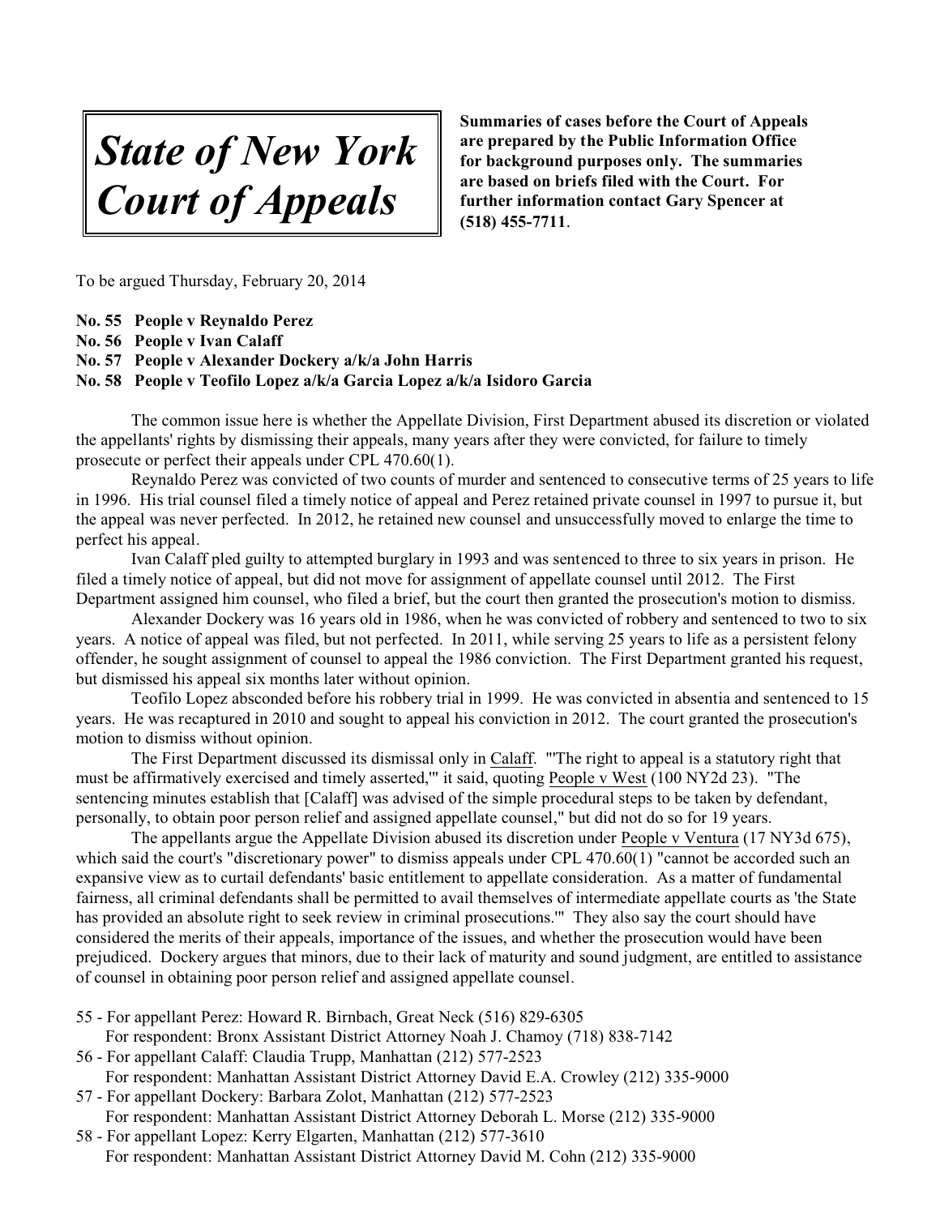# *State of New York Court of Appeals*

**Summaries of cases before the Court of Appeals are prepared by the Public Information Office for background purposes only. The summaries are based on briefs filed with the Court. For further information contact Gary Spencer at (518) 455-7711**.

To be argued Thursday, February 20, 2014

**No. 55 People v Reynaldo Perez**
**No. 56 People v Ivan Calaff**
**No. 57 People v Alexander Dockery a/k/a John Harris**
**No. 58 People v Teofilo Lopez a/k/a Garcia Lopez a/k/a Isidoro Garcia**

The common issue here is whether the Appellate Division, First Department abused its discretion or violated the appellants' rights by dismissing their appeals, many years after they were convicted, for failure to timely prosecute or perfect their appeals under CPL 470.60(1).

Reynaldo Perez was convicted of two counts of murder and sentenced to consecutive terms of 25 years to life in 1996. His trial counsel filed a timely notice of appeal and Perez retained private counsel in 1997 to pursue it, but the appeal was never perfected. In 2012, he retained new counsel and unsuccessfully moved to enlarge the time to perfect his appeal.

Ivan Calaff pled guilty to attempted burglary in 1993 and was sentenced to three to six years in prison. He filed a timely notice of appeal, but did not move for assignment of appellate counsel until 2012. The First Department assigned him counsel, who filed a brief, but the court then granted the prosecution's motion to dismiss.

Alexander Dockery was 16 years old in 1986, when he was convicted of robbery and sentenced to two to six years. A notice of appeal was filed, but not perfected. In 2011, while serving 25 years to life as a persistent felony offender, he sought assignment of counsel to appeal the 1986 conviction. The First Department granted his request, but dismissed his appeal six months later without opinion.

Teofilo Lopez absconded before his robbery trial in 1999. He was convicted in absentia and sentenced to 15 years. He was recaptured in 2010 and sought to appeal his conviction in 2012. The court granted the prosecution's motion to dismiss without opinion.

The First Department discussed its dismissal only in Calaff. "'The right to appeal is a statutory right that must be affirmatively exercised and timely asserted,'" it said, quoting People v West (100 NY2d 23). "The sentencing minutes establish that [Calaff] was advised of the simple procedural steps to be taken by defendant, personally, to obtain poor person relief and assigned appellate counsel," but did not do so for 19 years.

The appellants argue the Appellate Division abused its discretion under People v Ventura (17 NY3d 675), which said the court's "discretionary power" to dismiss appeals under CPL 470.60(1) "cannot be accorded such an expansive view as to curtail defendants' basic entitlement to appellate consideration. As a matter of fundamental fairness, all criminal defendants shall be permitted to avail themselves of intermediate appellate courts as 'the State has provided an absolute right to seek review in criminal prosecutions.'" They also say the court should have considered the merits of their appeals, importance of the issues, and whether the prosecution would have been prejudiced. Dockery argues that minors, due to their lack of maturity and sound judgment, are entitled to assistance of counsel in obtaining poor person relief and assigned appellate counsel.

55 - For appellant Perez: Howard R. Birnbach, Great Neck (516) 829-6305
For respondent: Bronx Assistant District Attorney Noah J. Chamoy (718) 838-7142

56 - For appellant Calaff: Claudia Trupp, Manhattan (212) 577-2523
For respondent: Manhattan Assistant District Attorney David E.A. Crowley (212) 335-9000

57 - For appellant Dockery: Barbara Zolot, Manhattan (212) 577-2523
For respondent: Manhattan Assistant District Attorney Deborah L. Morse (212) 335-9000

58 - For appellant Lopez: Kerry Elgarten, Manhattan (212) 577-3610
For respondent: Manhattan Assistant District Attorney David M. Cohn (212) 335-9000